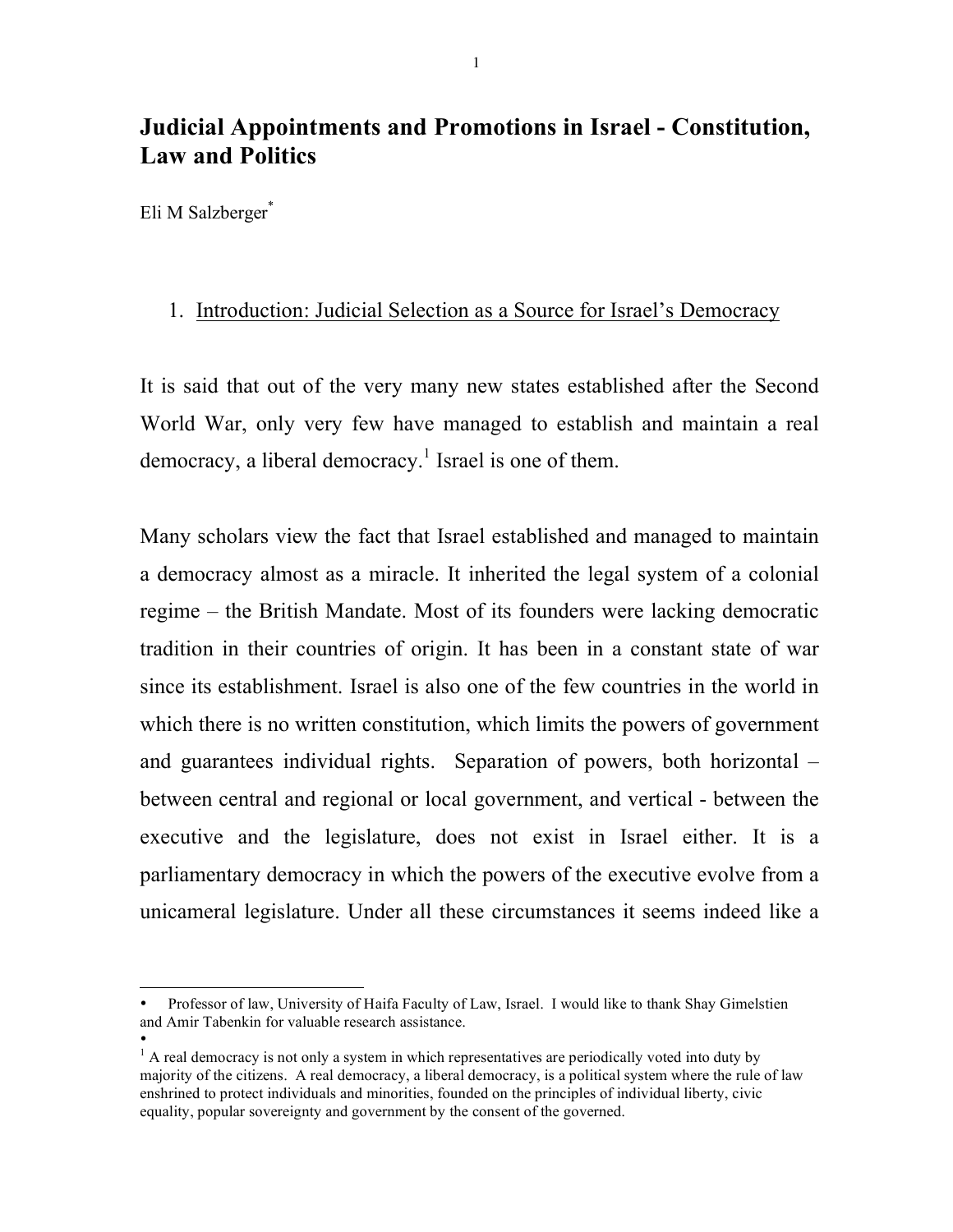# Judicial Appointments and Promotions in Israel - Constitution, Law and Politics

Eli M Salzberger*

## 1. Introduction: Judicial Selection as a Source for Israel's Democracy

It is said that out of the very many new states established after the Second World War, only very few have managed to establish and maintain a real democracy, a liberal democracy.[1] Israel is one of them.

Many scholars view the fact that Israel established and managed to maintain a democracy almost as a miracle. It inherited the legal system of a colonial regime – the British Mandate. Most of its founders were lacking democratic tradition in their countries of origin. It has been in a constant state of war since its establishment. Israel is also one of the few countries in the world in which there is no written constitution, which limits the powers of government and guarantees individual rights. Separation of powers, both horizontal – between central and regional or local government, and vertical - between the executive and the legislature, does not exist in Israel either. It is a parliamentary democracy in which the powers of the executive evolve from a unicameral legislature. Under all these circumstances it seems indeed like a

---

* Professor of law, University of Haifa Faculty of Law, Israel. I would like to thank Shay Gimelstien and Amir Tabenkin for valuable research assistance.

[1] A real democracy is not only a system in which representatives are periodically voted into duty by majority of the citizens. A real democracy, a liberal democracy, is a political system where the rule of law enshrined to protect individuals and minorities, founded on the principles of individual liberty, civic equality, popular sovereignty and government by the consent of the governed.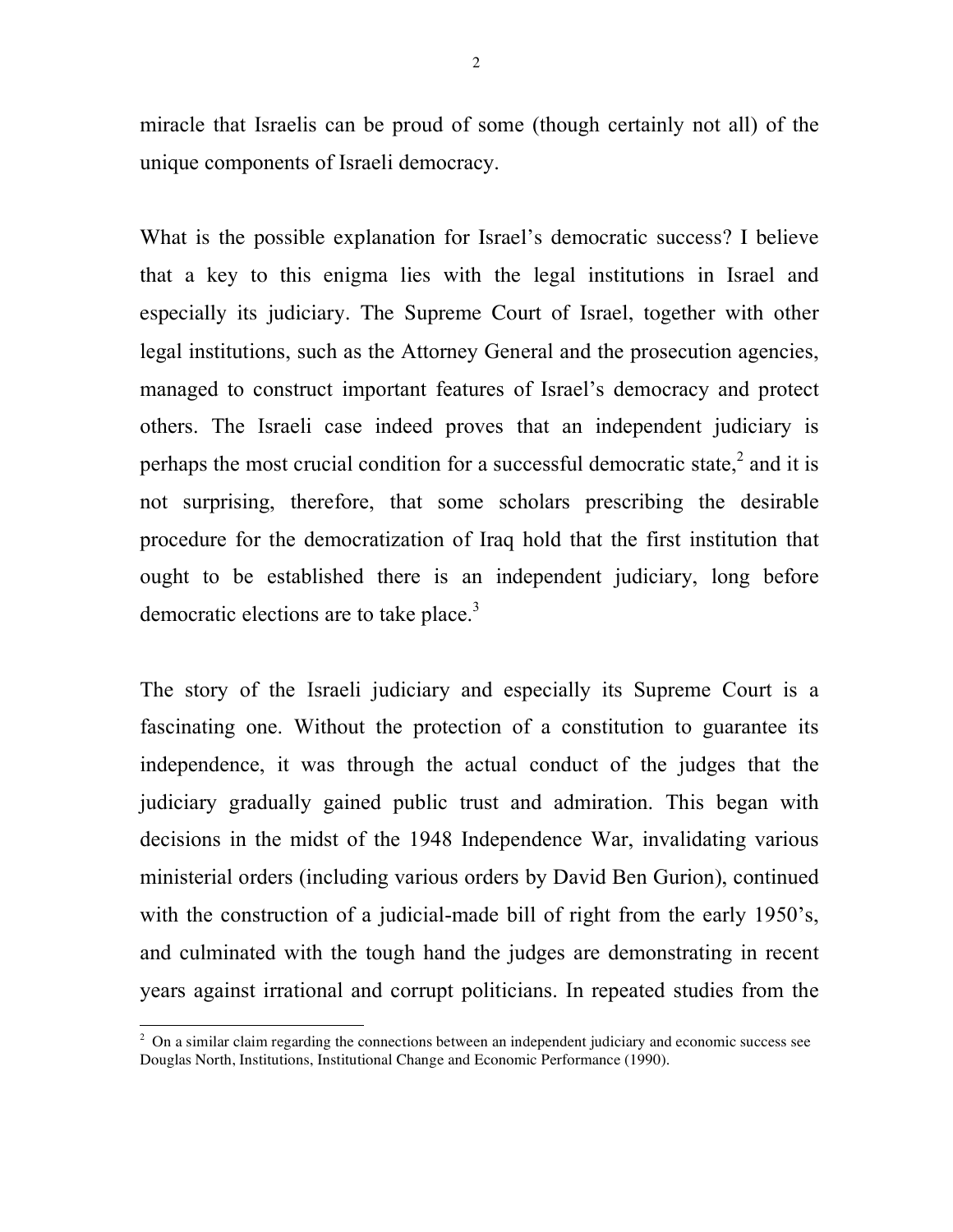miracle that Israelis can be proud of some (though certainly not all) of the unique components of Israeli democracy.

What is the possible explanation for Israel's democratic success? I believe that a key to this enigma lies with the legal institutions in Israel and especially its judiciary. The Supreme Court of Israel, together with other legal institutions, such as the Attorney General and the prosecution agencies, managed to construct important features of Israel's democracy and protect others. The Israeli case indeed proves that an independent judiciary is perhaps the most crucial condition for a successful democratic state,[2] and it is not surprising, therefore, that some scholars prescribing the desirable procedure for the democratization of Iraq hold that the first institution that ought to be established there is an independent judiciary, long before democratic elections are to take place.[3]

The story of the Israeli judiciary and especially its Supreme Court is a fascinating one. Without the protection of a constitution to guarantee its independence, it was through the actual conduct of the judges that the judiciary gradually gained public trust and admiration. This began with decisions in the midst of the 1948 Independence War, invalidating various ministerial orders (including various orders by David Ben Gurion), continued with the construction of a judicial-made bill of right from the early 1950's, and culminated with the tough hand the judges are demonstrating in recent years against irrational and corrupt politicians. In repeated studies from the

[2] On a similar claim regarding the connections between an independent judiciary and economic success see Douglas North, Institutions, Institutional Change and Economic Performance (1990).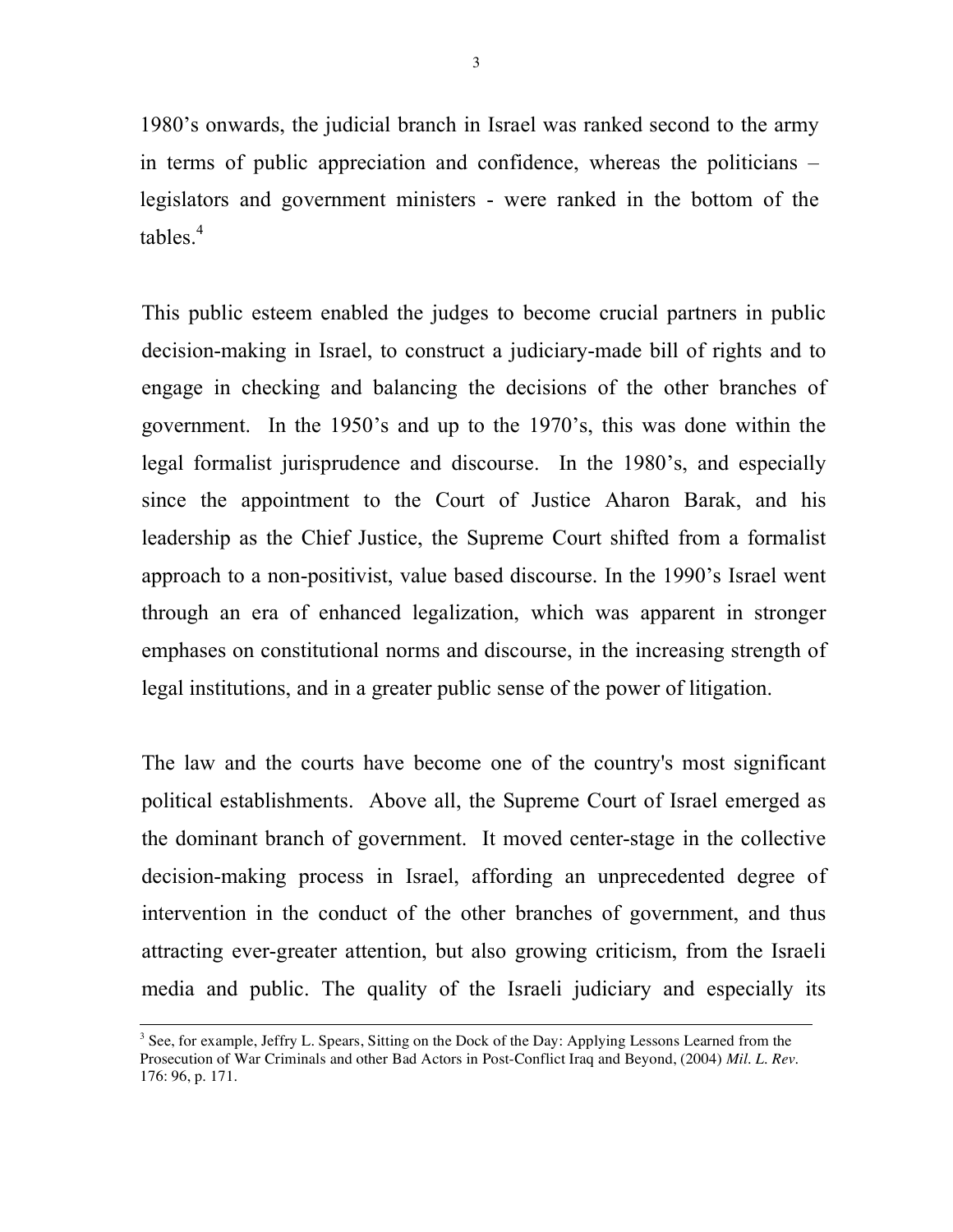1980's onwards, the judicial branch in Israel was ranked second to the army in terms of public appreciation and confidence, whereas the politicians – legislators and government ministers - were ranked in the bottom of the tables.[4]

This public esteem enabled the judges to become crucial partners in public decision-making in Israel, to construct a judiciary-made bill of rights and to engage in checking and balancing the decisions of the other branches of government. In the 1950's and up to the 1970's, this was done within the legal formalist jurisprudence and discourse. In the 1980's, and especially since the appointment to the Court of Justice Aharon Barak, and his leadership as the Chief Justice, the Supreme Court shifted from a formalist approach to a non-positivist, value based discourse. In the 1990's Israel went through an era of enhanced legalization, which was apparent in stronger emphases on constitutional norms and discourse, in the increasing strength of legal institutions, and in a greater public sense of the power of litigation.

The law and the courts have become one of the country's most significant political establishments. Above all, the Supreme Court of Israel emerged as the dominant branch of government. It moved center-stage in the collective decision-making process in Israel, affording an unprecedented degree of intervention in the conduct of the other branches of government, and thus attracting ever-greater attention, but also growing criticism, from the Israeli media and public. The quality of the Israeli judiciary and especially its

---

[3] See, for example, Jeffry L. Spears, Sitting on the Dock of the Day: Applying Lessons Learned from the Prosecution of War Criminals and other Bad Actors in Post-Conflict Iraq and Beyond, (2004) *Mil. L. Rev.* 176: 96, p. 171.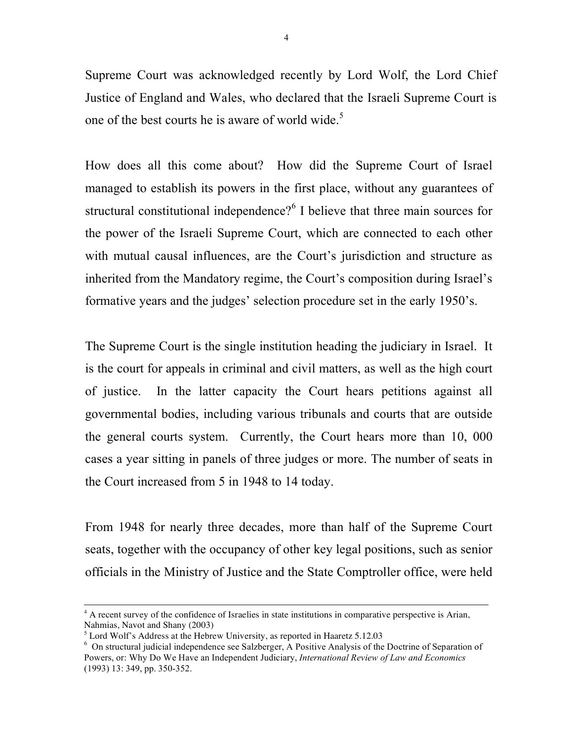Supreme Court was acknowledged recently by Lord Wolf, the Lord Chief Justice of England and Wales, who declared that the Israeli Supreme Court is one of the best courts he is aware of world wide.[5]

How does all this come about? How did the Supreme Court of Israel managed to establish its powers in the first place, without any guarantees of structural constitutional independence?[6] I believe that three main sources for the power of the Israeli Supreme Court, which are connected to each other with mutual causal influences, are the Court's jurisdiction and structure as inherited from the Mandatory regime, the Court's composition during Israel's formative years and the judges' selection procedure set in the early 1950's.

The Supreme Court is the single institution heading the judiciary in Israel. It is the court for appeals in criminal and civil matters, as well as the high court of justice. In the latter capacity the Court hears petitions against all governmental bodies, including various tribunals and courts that are outside the general courts system. Currently, the Court hears more than 10, 000 cases a year sitting in panels of three judges or more. The number of seats in the Court increased from 5 in 1948 to 14 today.

From 1948 for nearly three decades, more than half of the Supreme Court seats, together with the occupancy of other key legal positions, such as senior officials in the Ministry of Justice and the State Comptroller office, were held

---

[4] A recent survey of the confidence of Israelies in state institutions in comparative perspective is Arian, Nahmias, Navot and Shany (2003)

[5] Lord Wolf's Address at the Hebrew University, as reported in Haaretz 5.12.03

[6] On structural judicial independence see Salzberger, A Positive Analysis of the Doctrine of Separation of Powers, or: Why Do We Have an Independent Judiciary, *International Review of Law and Economics* (1993) 13: 349, pp. 350-352.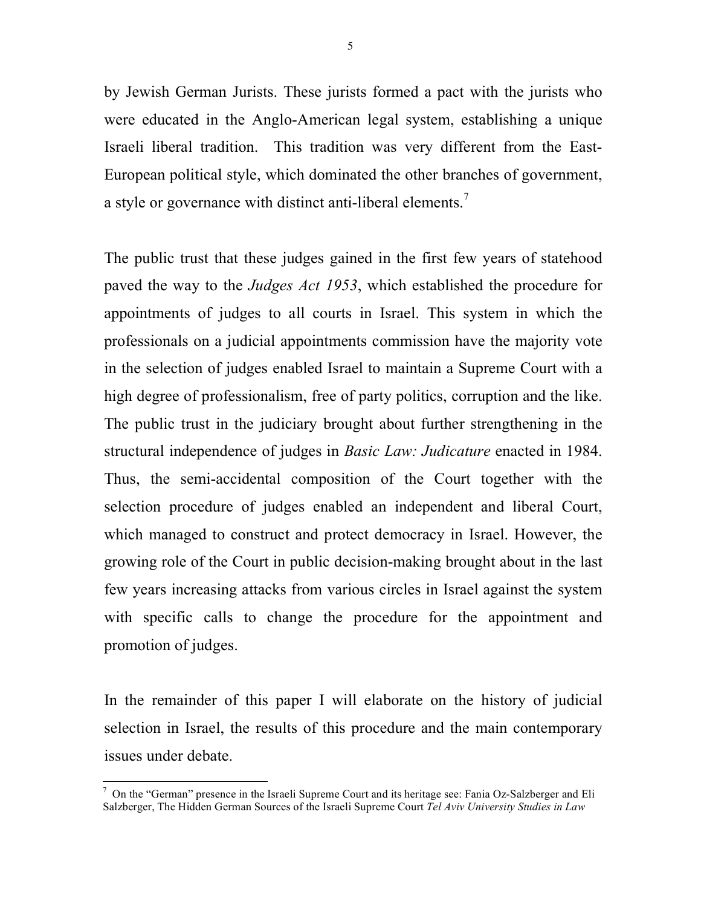by Jewish German Jurists. These jurists formed a pact with the jurists who were educated in the Anglo-American legal system, establishing a unique Israeli liberal tradition. This tradition was very different from the East-European political style, which dominated the other branches of government, a style or governance with distinct anti-liberal elements.[7]

The public trust that these judges gained in the first few years of statehood paved the way to the *Judges Act 1953*, which established the procedure for appointments of judges to all courts in Israel. This system in which the professionals on a judicial appointments commission have the majority vote in the selection of judges enabled Israel to maintain a Supreme Court with a high degree of professionalism, free of party politics, corruption and the like. The public trust in the judiciary brought about further strengthening in the structural independence of judges in *Basic Law: Judicature* enacted in 1984. Thus, the semi-accidental composition of the Court together with the selection procedure of judges enabled an independent and liberal Court, which managed to construct and protect democracy in Israel. However, the growing role of the Court in public decision-making brought about in the last few years increasing attacks from various circles in Israel against the system with specific calls to change the procedure for the appointment and promotion of judges.

In the remainder of this paper I will elaborate on the history of judicial selection in Israel, the results of this procedure and the main contemporary issues under debate.

---

[7] On the "German" presence in the Israeli Supreme Court and its heritage see: Fania Oz-Salzberger and Eli Salzberger, The Hidden German Sources of the Israeli Supreme Court *Tel Aviv University Studies in Law*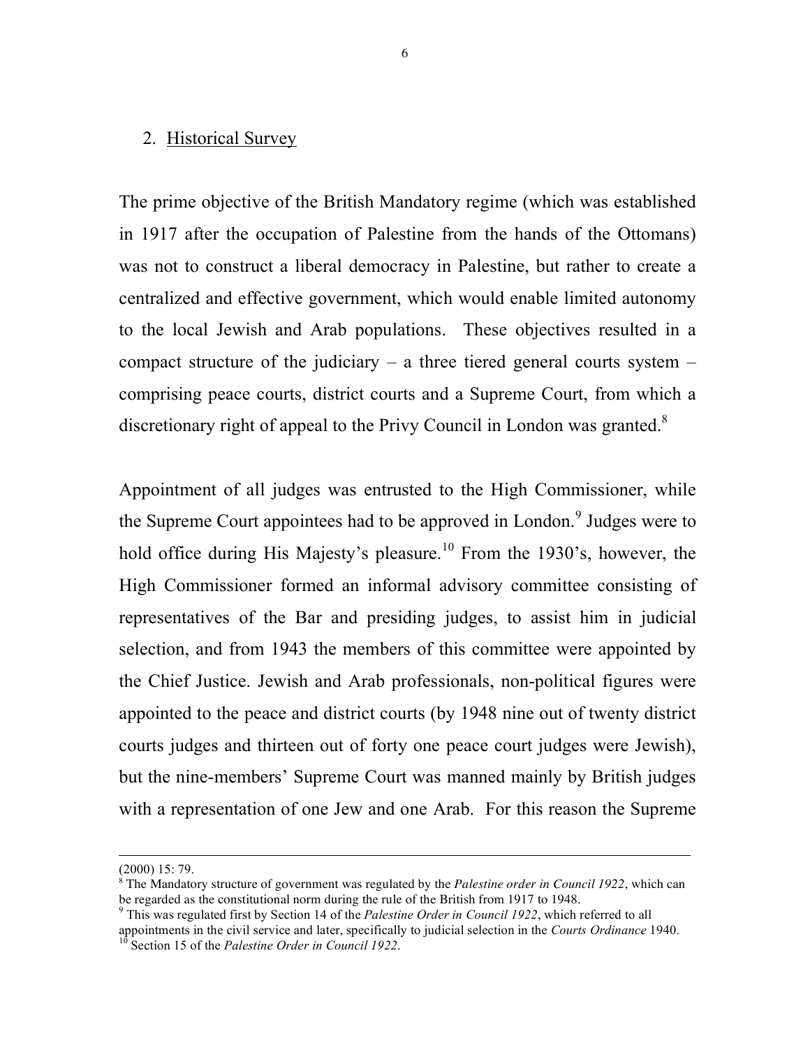## 2. Historical Survey

The prime objective of the British Mandatory regime (which was established in 1917 after the occupation of Palestine from the hands of the Ottomans) was not to construct a liberal democracy in Palestine, but rather to create a centralized and effective government, which would enable limited autonomy to the local Jewish and Arab populations. These objectives resulted in a compact structure of the judiciary – a three tiered general courts system – comprising peace courts, district courts and a Supreme Court, from which a discretionary right of appeal to the Privy Council in London was granted.[8]

Appointment of all judges was entrusted to the High Commissioner, while the Supreme Court appointees had to be approved in London.[9] Judges were to hold office during His Majesty's pleasure.[10] From the 1930's, however, the High Commissioner formed an informal advisory committee consisting of representatives of the Bar and presiding judges, to assist him in judicial selection, and from 1943 the members of this committee were appointed by the Chief Justice. Jewish and Arab professionals, non-political figures were appointed to the peace and district courts (by 1948 nine out of twenty district courts judges and thirteen out of forty one peace court judges were Jewish), but the nine-members' Supreme Court was manned mainly by British judges with a representation of one Jew and one Arab. For this reason the Supreme

---

(2000) 15: 79.

[8] The Mandatory structure of government was regulated by the *Palestine order in Council 1922*, which can be regarded as the constitutional norm during the rule of the British from 1917 to 1948.

[9] This was regulated first by Section 14 of the *Palestine Order in Council 1922*, which referred to all appointments in the civil service and later, specifically to judicial selection in the *Courts Ordinance* 1940.

[10] Section 15 of the *Palestine Order in Council 1922*.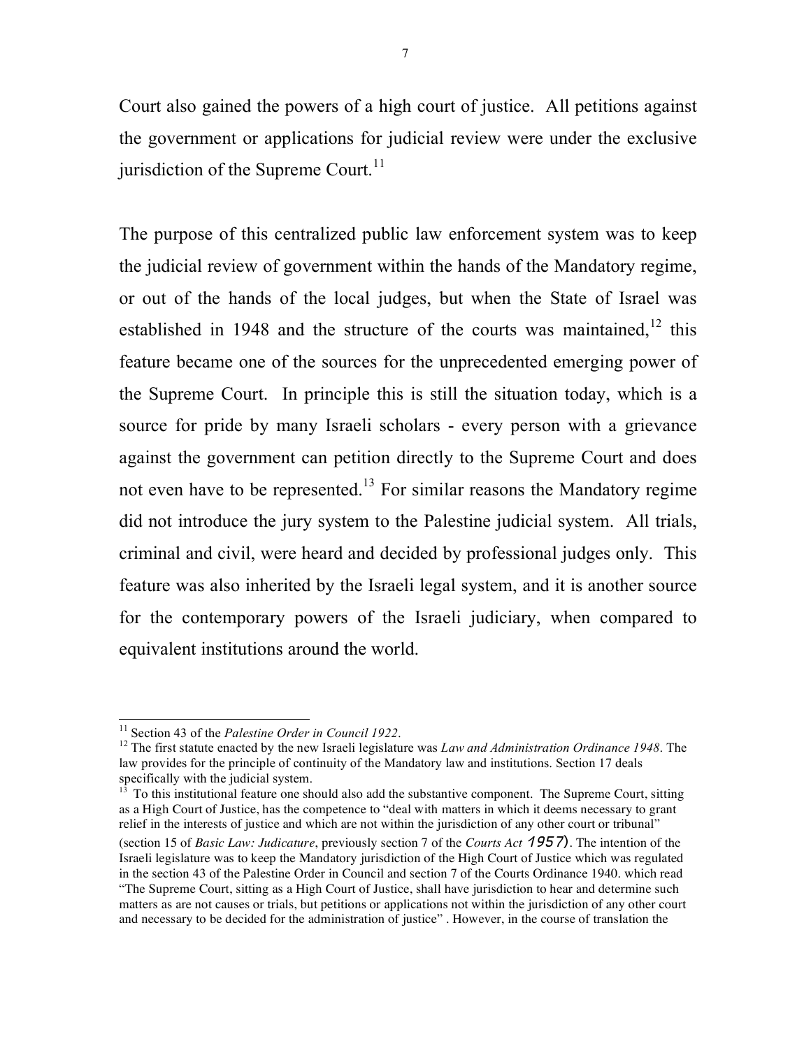Court also gained the powers of a high court of justice. All petitions against the government or applications for judicial review were under the exclusive jurisdiction of the Supreme Court.[11]

The purpose of this centralized public law enforcement system was to keep the judicial review of government within the hands of the Mandatory regime, or out of the hands of the local judges, but when the State of Israel was established in 1948 and the structure of the courts was maintained,[12] this feature became one of the sources for the unprecedented emerging power of the Supreme Court. In principle this is still the situation today, which is a source for pride by many Israeli scholars - every person with a grievance against the government can petition directly to the Supreme Court and does not even have to be represented.[13] For similar reasons the Mandatory regime did not introduce the jury system to the Palestine judicial system. All trials, criminal and civil, were heard and decided by professional judges only. This feature was also inherited by the Israeli legal system, and it is another source for the contemporary powers of the Israeli judiciary, when compared to equivalent institutions around the world.

---

[11] Section 43 of the *Palestine Order in Council 1922*.

[12] The first statute enacted by the new Israeli legislature was *Law and Administration Ordinance 1948*. The law provides for the principle of continuity of the Mandatory law and institutions. Section 17 deals specifically with the judicial system.

[13] To this institutional feature one should also add the substantive component. The Supreme Court, sitting as a High Court of Justice, has the competence to "deal with matters in which it deems necessary to grant relief in the interests of justice and which are not within the jurisdiction of any other court or tribunal" (section 15 of *Basic Law: Judicature*, previously section 7 of the *Courts Act 1957*). The intention of the Israeli legislature was to keep the Mandatory jurisdiction of the High Court of Justice which was regulated in the section 43 of the Palestine Order in Council and section 7 of the Courts Ordinance 1940. which read "The Supreme Court, sitting as a High Court of Justice, shall have jurisdiction to hear and determine such matters as are not causes or trials, but petitions or applications not within the jurisdiction of any other court and necessary to be decided for the administration of justice" . However, in the course of translation the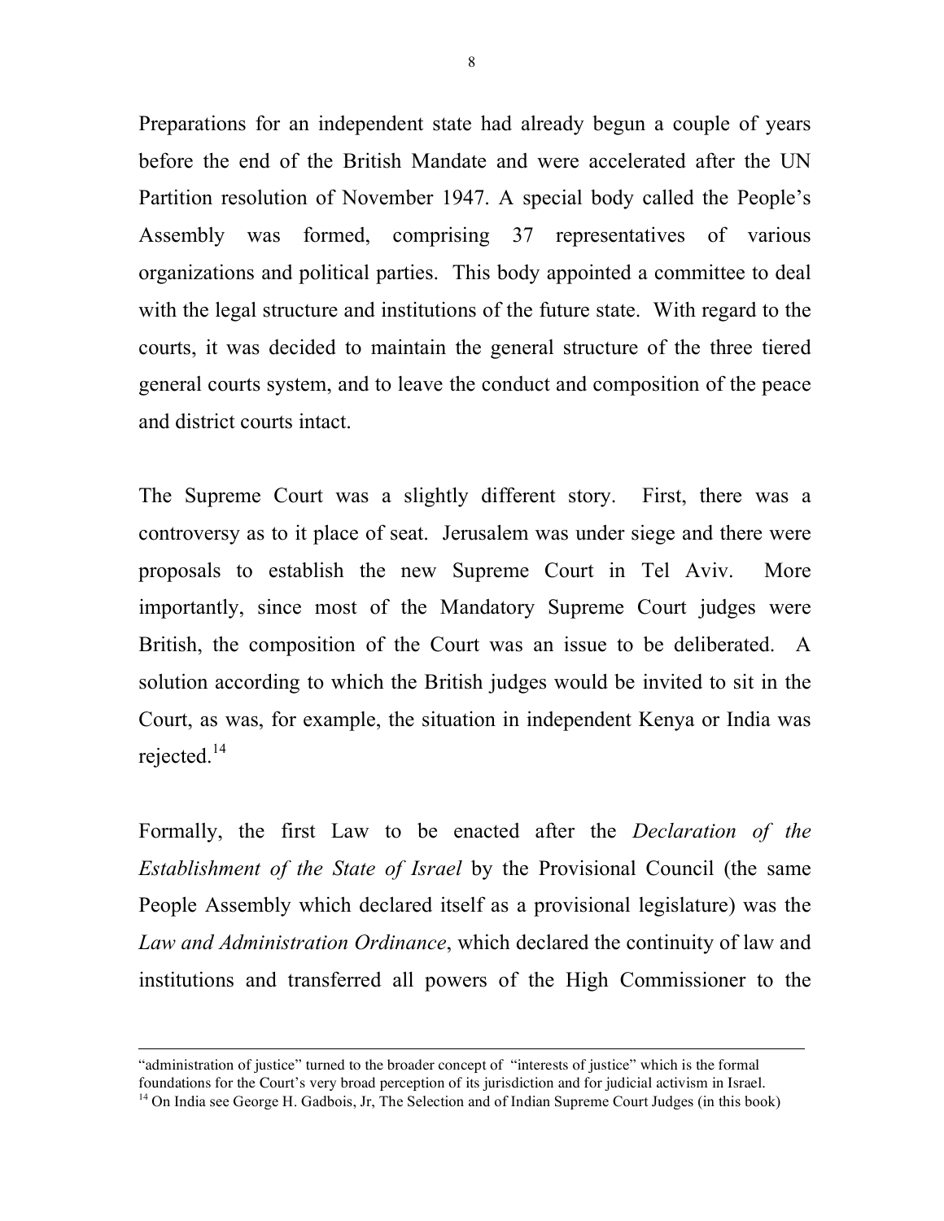Preparations for an independent state had already begun a couple of years before the end of the British Mandate and were accelerated after the UN Partition resolution of November 1947. A special body called the People's Assembly was formed, comprising 37 representatives of various organizations and political parties. This body appointed a committee to deal with the legal structure and institutions of the future state. With regard to the courts, it was decided to maintain the general structure of the three tiered general courts system, and to leave the conduct and composition of the peace and district courts intact.

The Supreme Court was a slightly different story. First, there was a controversy as to it place of seat. Jerusalem was under siege and there were proposals to establish the new Supreme Court in Tel Aviv. More importantly, since most of the Mandatory Supreme Court judges were British, the composition of the Court was an issue to be deliberated. A solution according to which the British judges would be invited to sit in the Court, as was, for example, the situation in independent Kenya or India was rejected.[14]

Formally, the first Law to be enacted after the *Declaration of the Establishment of the State of Israel* by the Provisional Council (the same People Assembly which declared itself as a provisional legislature) was the *Law and Administration Ordinance*, which declared the continuity of law and institutions and transferred all powers of the High Commissioner to the

---

"administration of justice" turned to the broader concept of "interests of justice" which is the formal foundations for the Court's very broad perception of its jurisdiction and for judicial activism in Israel.

[14] On India see George H. Gadbois, Jr, The Selection and of Indian Supreme Court Judges (in this book)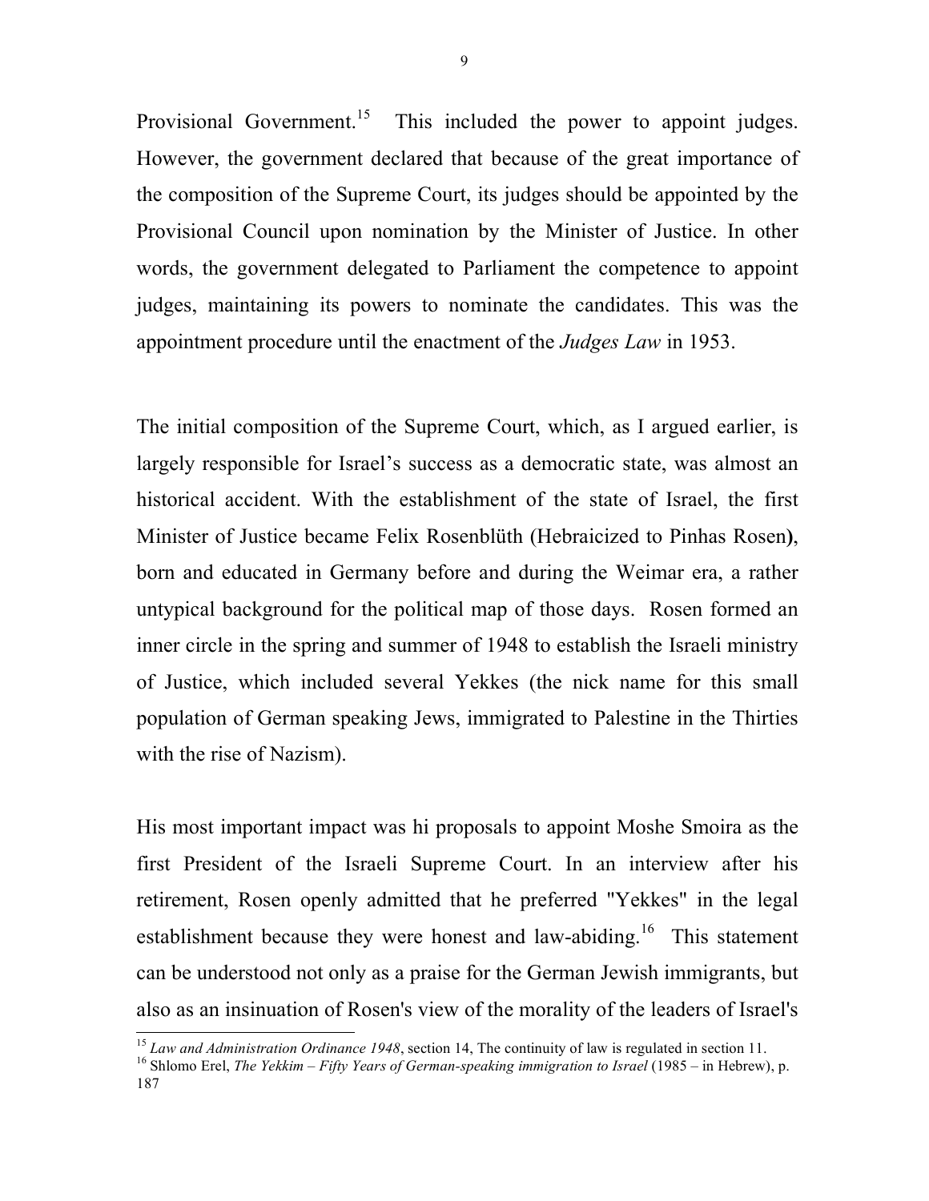Provisional Government.[15] This included the power to appoint judges. However, the government declared that because of the great importance of the composition of the Supreme Court, its judges should be appointed by the Provisional Council upon nomination by the Minister of Justice. In other words, the government delegated to Parliament the competence to appoint judges, maintaining its powers to nominate the candidates. This was the appointment procedure until the enactment of the *Judges Law* in 1953.

The initial composition of the Supreme Court, which, as I argued earlier, is largely responsible for Israel's success as a democratic state, was almost an historical accident. With the establishment of the state of Israel, the first Minister of Justice became Felix Rosenblüth (Hebraicized to Pinhas Rosen**)**, born and educated in Germany before and during the Weimar era, a rather untypical background for the political map of those days. Rosen formed an inner circle in the spring and summer of 1948 to establish the Israeli ministry of Justice, which included several Yekkes (the nick name for this small population of German speaking Jews, immigrated to Palestine in the Thirties with the rise of Nazism).

His most important impact was hi proposals to appoint Moshe Smoira as the first President of the Israeli Supreme Court. In an interview after his retirement, Rosen openly admitted that he preferred "Yekkes" in the legal establishment because they were honest and law-abiding.[16] This statement can be understood not only as a praise for the German Jewish immigrants, but also as an insinuation of Rosen's view of the morality of the leaders of Israel's

---

[15] *Law and Administration Ordinance 1948*, section 14, The continuity of law is regulated in section 11.

[16] Shlomo Erel, *The Yekkim – Fifty Years of German-speaking immigration to Israel* (1985 – in Hebrew), p. 187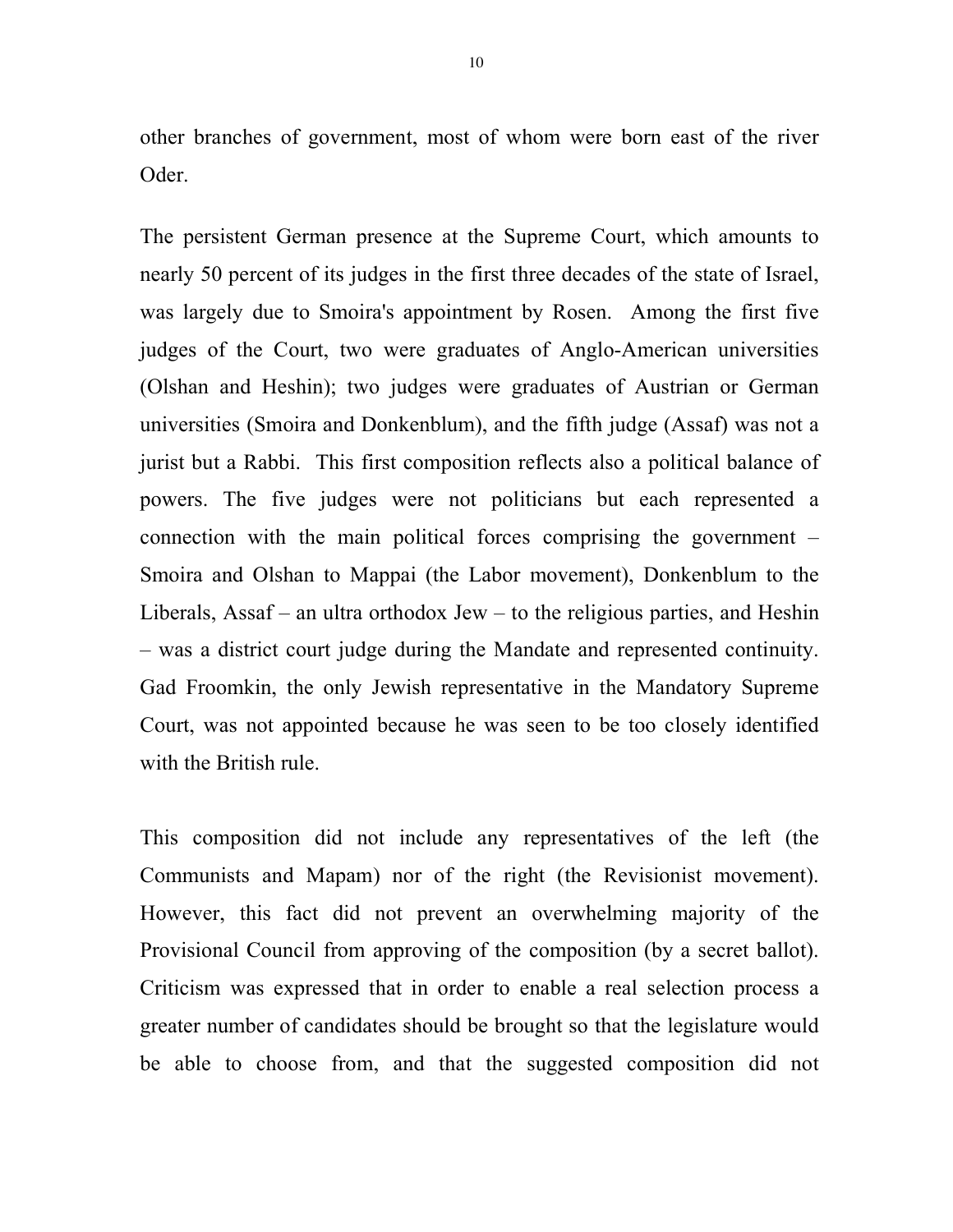other branches of government, most of whom were born east of the river Oder.

The persistent German presence at the Supreme Court, which amounts to nearly 50 percent of its judges in the first three decades of the state of Israel, was largely due to Smoira's appointment by Rosen. Among the first five judges of the Court, two were graduates of Anglo-American universities (Olshan and Heshin); two judges were graduates of Austrian or German universities (Smoira and Donkenblum), and the fifth judge (Assaf) was not a jurist but a Rabbi. This first composition reflects also a political balance of powers. The five judges were not politicians but each represented a connection with the main political forces comprising the government – Smoira and Olshan to Mappai (the Labor movement), Donkenblum to the Liberals, Assaf – an ultra orthodox Jew – to the religious parties, and Heshin – was a district court judge during the Mandate and represented continuity. Gad Froomkin, the only Jewish representative in the Mandatory Supreme Court, was not appointed because he was seen to be too closely identified with the British rule.

This composition did not include any representatives of the left (the Communists and Mapam) nor of the right (the Revisionist movement). However, this fact did not prevent an overwhelming majority of the Provisional Council from approving of the composition (by a secret ballot). Criticism was expressed that in order to enable a real selection process a greater number of candidates should be brought so that the legislature would be able to choose from, and that the suggested composition did not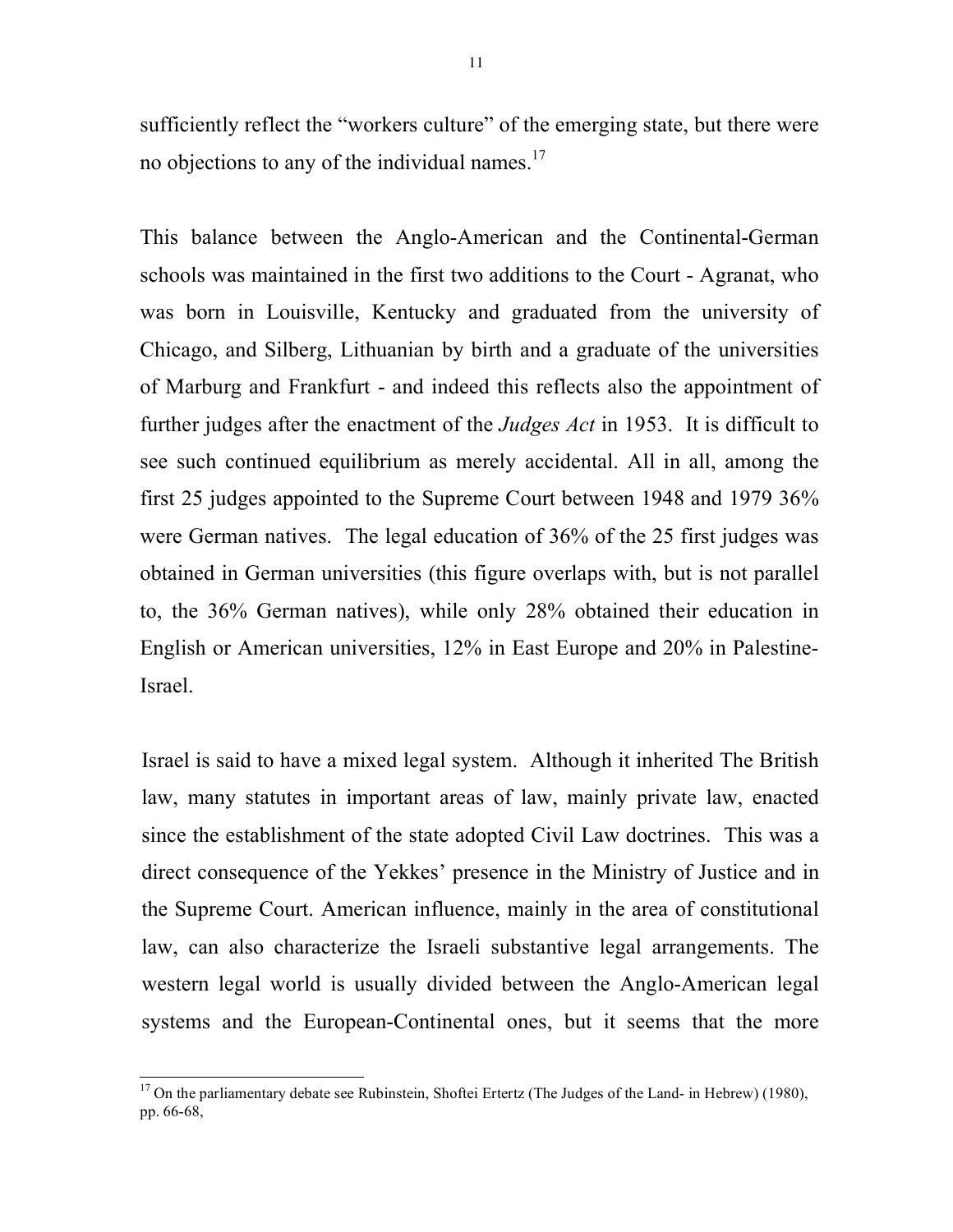sufficiently reflect the "workers culture" of the emerging state, but there were no objections to any of the individual names.[17]

This balance between the Anglo-American and the Continental-German schools was maintained in the first two additions to the Court - Agranat, who was born in Louisville, Kentucky and graduated from the university of Chicago, and Silberg, Lithuanian by birth and a graduate of the universities of Marburg and Frankfurt - and indeed this reflects also the appointment of further judges after the enactment of the *Judges Act* in 1953. It is difficult to see such continued equilibrium as merely accidental. All in all, among the first 25 judges appointed to the Supreme Court between 1948 and 1979 36% were German natives. The legal education of 36% of the 25 first judges was obtained in German universities (this figure overlaps with, but is not parallel to, the 36% German natives), while only 28% obtained their education in English or American universities, 12% in East Europe and 20% in Palestine-Israel.

Israel is said to have a mixed legal system. Although it inherited The British law, many statutes in important areas of law, mainly private law, enacted since the establishment of the state adopted Civil Law doctrines. This was a direct consequence of the Yekkes' presence in the Ministry of Justice and in the Supreme Court. American influence, mainly in the area of constitutional law, can also characterize the Israeli substantive legal arrangements. The western legal world is usually divided between the Anglo-American legal systems and the European-Continental ones, but it seems that the more

[17] On the parliamentary debate see Rubinstein, Shoftei Ertertz (The Judges of the Land- in Hebrew) (1980), pp. 66-68,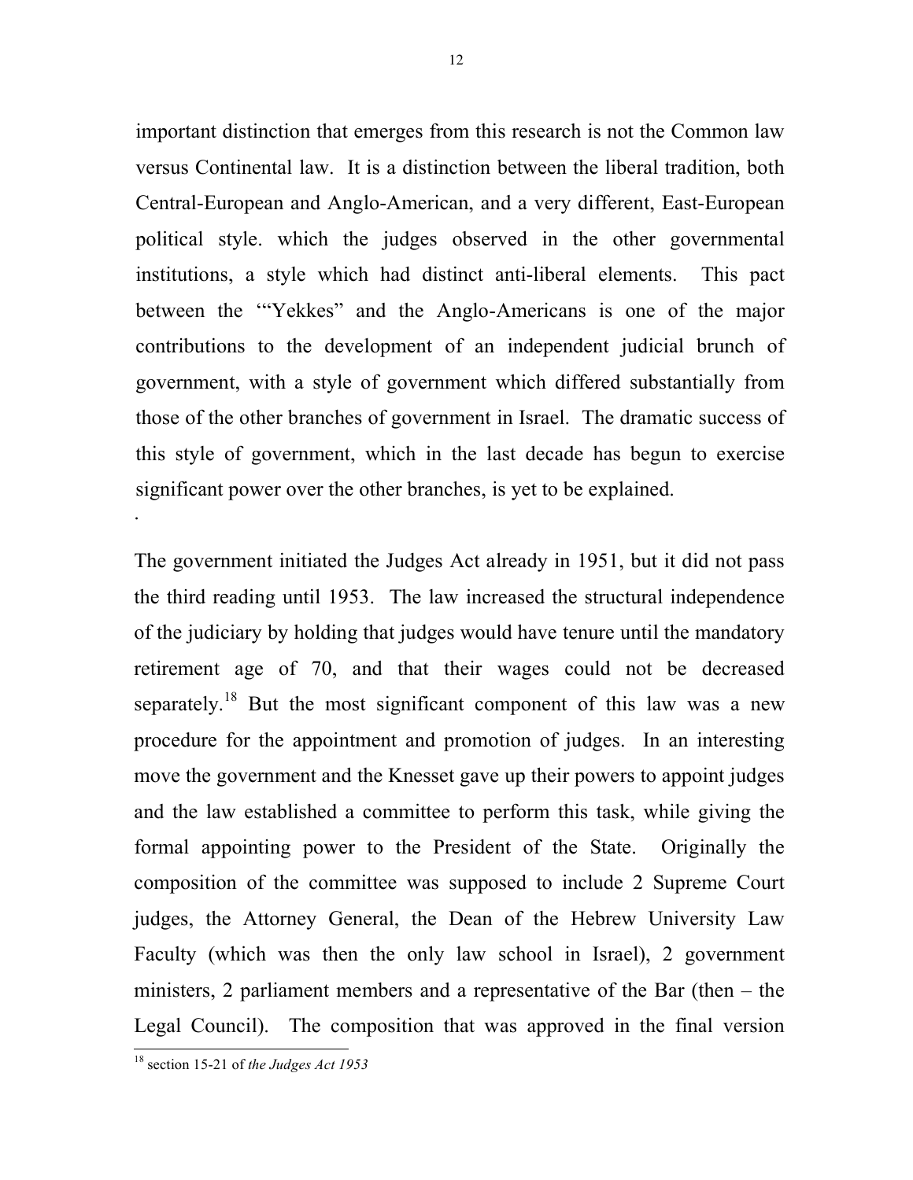important distinction that emerges from this research is not the Common law versus Continental law. It is a distinction between the liberal tradition, both Central-European and Anglo-American, and a very different, East-European political style. which the judges observed in the other governmental institutions, a style which had distinct anti-liberal elements. This pact between the '"Yekkes" and the Anglo-Americans is one of the major contributions to the development of an independent judicial brunch of government, with a style of government which differed substantially from those of the other branches of government in Israel. The dramatic success of this style of government, which in the last decade has begun to exercise significant power over the other branches, is yet to be explained.

.

The government initiated the Judges Act already in 1951, but it did not pass the third reading until 1953. The law increased the structural independence of the judiciary by holding that judges would have tenure until the mandatory retirement age of 70, and that their wages could not be decreased separately.[18] But the most significant component of this law was a new procedure for the appointment and promotion of judges. In an interesting move the government and the Knesset gave up their powers to appoint judges and the law established a committee to perform this task, while giving the formal appointing power to the President of the State. Originally the composition of the committee was supposed to include 2 Supreme Court judges, the Attorney General, the Dean of the Hebrew University Law Faculty (which was then the only law school in Israel), 2 government ministers, 2 parliament members and a representative of the Bar (then – the Legal Council). The composition that was approved in the final version

[18] section 15-21 of *the Judges Act 1953*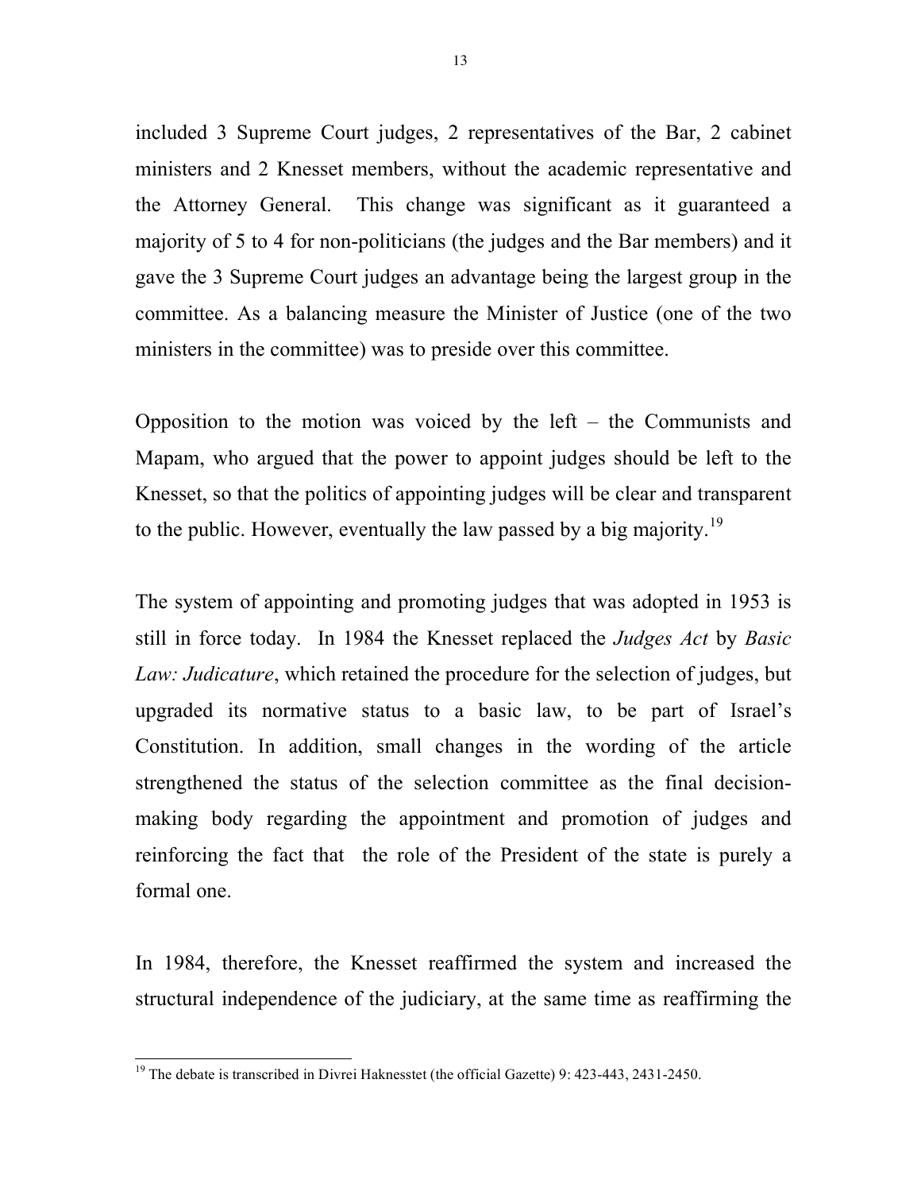included 3 Supreme Court judges, 2 representatives of the Bar, 2 cabinet ministers and 2 Knesset members, without the academic representative and the Attorney General. This change was significant as it guaranteed a majority of 5 to 4 for non-politicians (the judges and the Bar members) and it gave the 3 Supreme Court judges an advantage being the largest group in the committee. As a balancing measure the Minister of Justice (one of the two ministers in the committee) was to preside over this committee.

Opposition to the motion was voiced by the left – the Communists and Mapam, who argued that the power to appoint judges should be left to the Knesset, so that the politics of appointing judges will be clear and transparent to the public. However, eventually the law passed by a big majority.[19]

The system of appointing and promoting judges that was adopted in 1953 is still in force today. In 1984 the Knesset replaced the *Judges Act* by *Basic Law: Judicature*, which retained the procedure for the selection of judges, but upgraded its normative status to a basic law, to be part of Israel's Constitution. In addition, small changes in the wording of the article strengthened the status of the selection committee as the final decision-making body regarding the appointment and promotion of judges and reinforcing the fact that the role of the President of the state is purely a formal one.

In 1984, therefore, the Knesset reaffirmed the system and increased the structural independence of the judiciary, at the same time as reaffirming the

[19] The debate is transcribed in Divrei Haknesstet (the official Gazette) 9: 423-443, 2431-2450.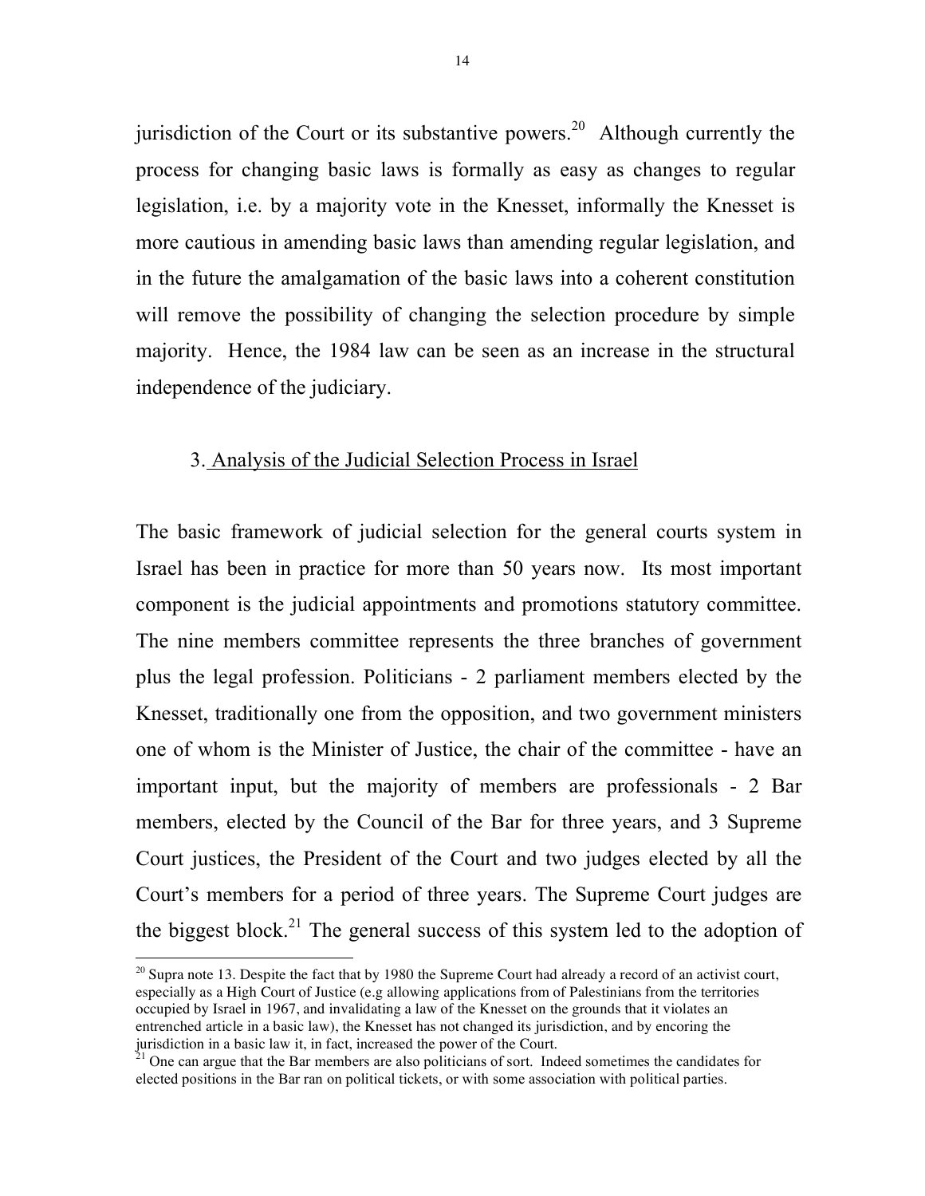jurisdiction of the Court or its substantive powers.[20] Although currently the process for changing basic laws is formally as easy as changes to regular legislation, i.e. by a majority vote in the Knesset, informally the Knesset is more cautious in amending basic laws than amending regular legislation, and in the future the amalgamation of the basic laws into a coherent constitution will remove the possibility of changing the selection procedure by simple majority. Hence, the 1984 law can be seen as an increase in the structural independence of the judiciary.

### 3. Analysis of the Judicial Selection Process in Israel

The basic framework of judicial selection for the general courts system in Israel has been in practice for more than 50 years now. Its most important component is the judicial appointments and promotions statutory committee. The nine members committee represents the three branches of government plus the legal profession. Politicians - 2 parliament members elected by the Knesset, traditionally one from the opposition, and two government ministers one of whom is the Minister of Justice, the chair of the committee - have an important input, but the majority of members are professionals - 2 Bar members, elected by the Council of the Bar for three years, and 3 Supreme Court justices, the President of the Court and two judges elected by all the Court's members for a period of three years. The Supreme Court judges are the biggest block.[21] The general success of this system led to the adoption of

---

[20] Supra note 13. Despite the fact that by 1980 the Supreme Court had already a record of an activist court, especially as a High Court of Justice (e.g allowing applications from of Palestinians from the territories occupied by Israel in 1967, and invalidating a law of the Knesset on the grounds that it violates an entrenched article in a basic law), the Knesset has not changed its jurisdiction, and by encoring the jurisdiction in a basic law it, in fact, increased the power of the Court.

[21] One can argue that the Bar members are also politicians of sort. Indeed sometimes the candidates for elected positions in the Bar ran on political tickets, or with some association with political parties.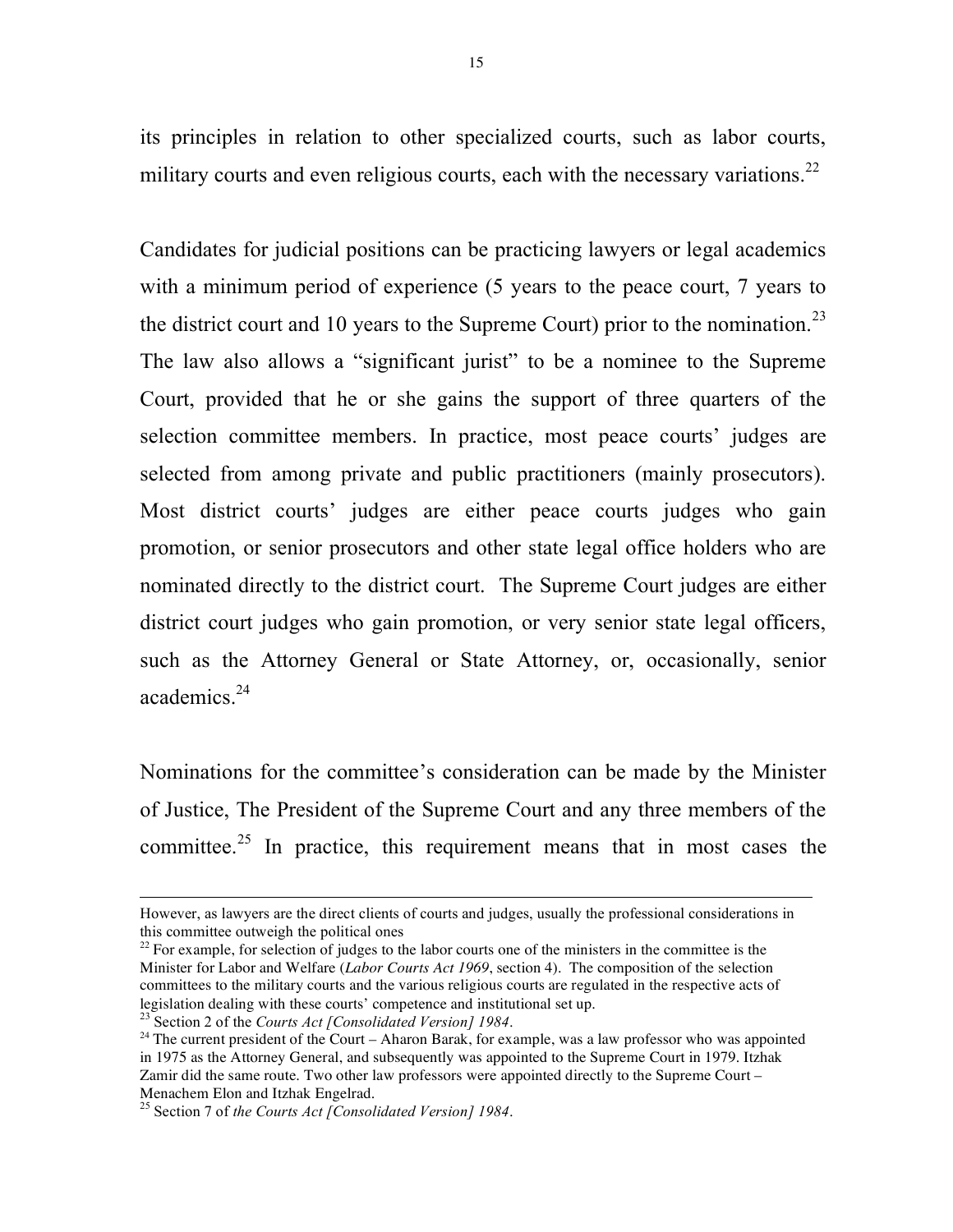its principles in relation to other specialized courts, such as labor courts, military courts and even religious courts, each with the necessary variations.[22]

Candidates for judicial positions can be practicing lawyers or legal academics with a minimum period of experience (5 years to the peace court, 7 years to the district court and 10 years to the Supreme Court) prior to the nomination.[23] The law also allows a "significant jurist" to be a nominee to the Supreme Court, provided that he or she gains the support of three quarters of the selection committee members. In practice, most peace courts' judges are selected from among private and public practitioners (mainly prosecutors). Most district courts' judges are either peace courts judges who gain promotion, or senior prosecutors and other state legal office holders who are nominated directly to the district court. The Supreme Court judges are either district court judges who gain promotion, or very senior state legal officers, such as the Attorney General or State Attorney, or, occasionally, senior academics.[24]

Nominations for the committee's consideration can be made by the Minister of Justice, The President of the Supreme Court and any three members of the committee.[25] In practice, this requirement means that in most cases the

---

However, as lawyers are the direct clients of courts and judges, usually the professional considerations in this committee outweigh the political ones

[22] For example, for selection of judges to the labor courts one of the ministers in the committee is the Minister for Labor and Welfare (*Labor Courts Act 1969*, section 4). The composition of the selection committees to the military courts and the various religious courts are regulated in the respective acts of legislation dealing with these courts' competence and institutional set up.

[23] Section 2 of the *Courts Act [Consolidated Version] 1984*.

[24] The current president of the Court – Aharon Barak, for example, was a law professor who was appointed in 1975 as the Attorney General, and subsequently was appointed to the Supreme Court in 1979. Itzhak Zamir did the same route. Two other law professors were appointed directly to the Supreme Court – Menachem Elon and Itzhak Engelrad.

[25] Section 7 of *the Courts Act [Consolidated Version] 1984*.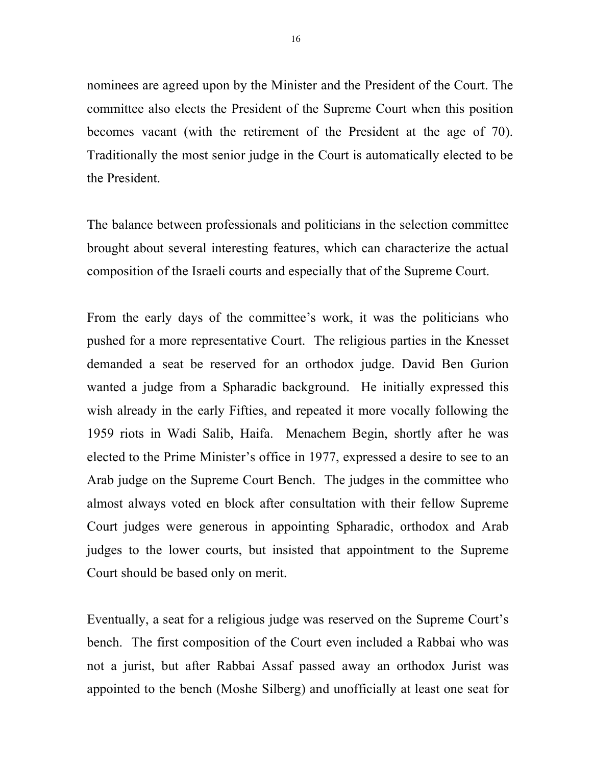nominees are agreed upon by the Minister and the President of the Court. The committee also elects the President of the Supreme Court when this position becomes vacant (with the retirement of the President at the age of 70). Traditionally the most senior judge in the Court is automatically elected to be the President.

The balance between professionals and politicians in the selection committee brought about several interesting features, which can characterize the actual composition of the Israeli courts and especially that of the Supreme Court.

From the early days of the committee's work, it was the politicians who pushed for a more representative Court. The religious parties in the Knesset demanded a seat be reserved for an orthodox judge. David Ben Gurion wanted a judge from a Spharadic background. He initially expressed this wish already in the early Fifties, and repeated it more vocally following the 1959 riots in Wadi Salib, Haifa. Menachem Begin, shortly after he was elected to the Prime Minister's office in 1977, expressed a desire to see to an Arab judge on the Supreme Court Bench. The judges in the committee who almost always voted en block after consultation with their fellow Supreme Court judges were generous in appointing Spharadic, orthodox and Arab judges to the lower courts, but insisted that appointment to the Supreme Court should be based only on merit.

Eventually, a seat for a religious judge was reserved on the Supreme Court's bench. The first composition of the Court even included a Rabbai who was not a jurist, but after Rabbai Assaf passed away an orthodox Jurist was appointed to the bench (Moshe Silberg) and unofficially at least one seat for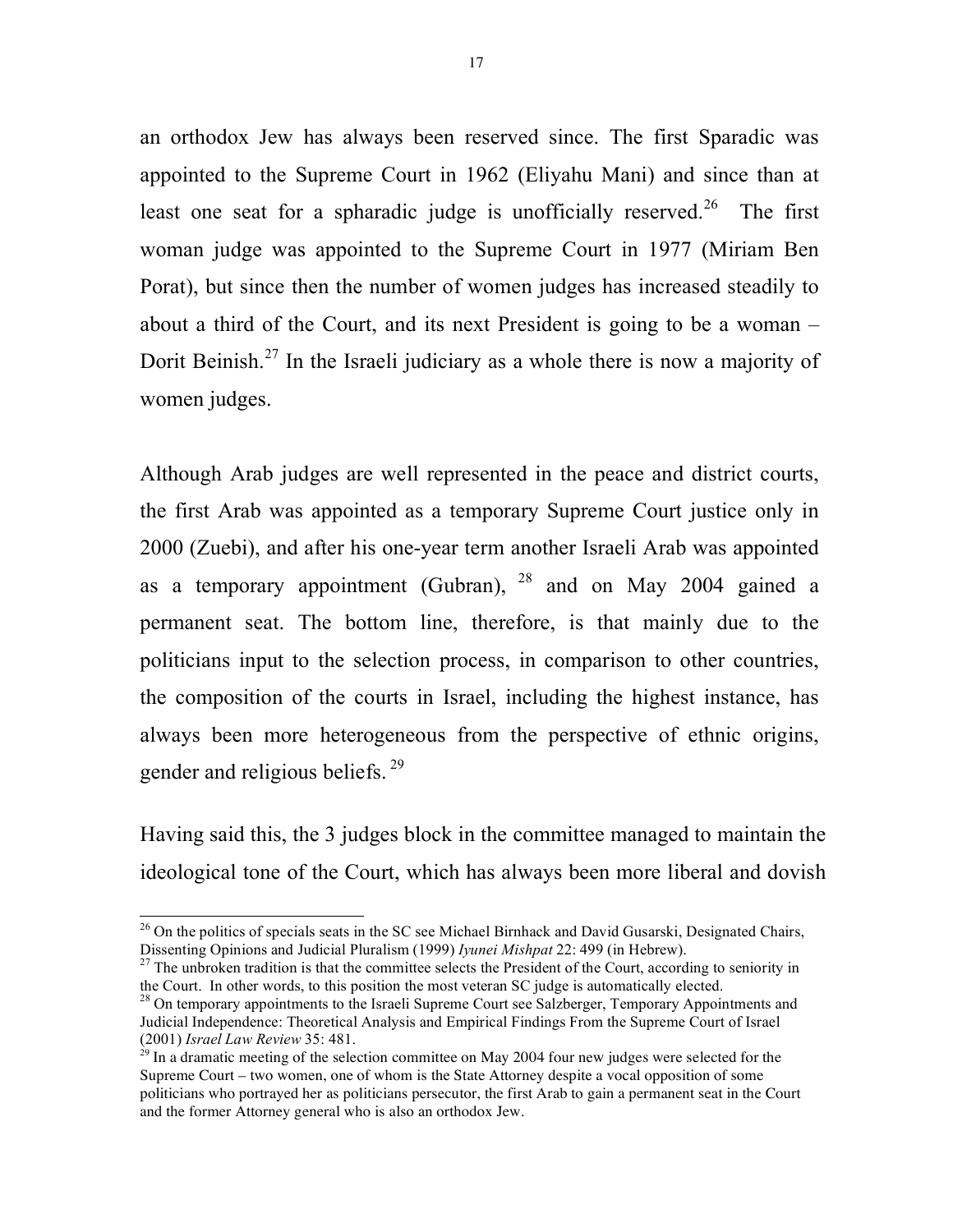an orthodox Jew has always been reserved since. The first Sparadic was appointed to the Supreme Court in 1962 (Eliyahu Mani) and since than at least one seat for a spharadic judge is unofficially reserved.[26] The first woman judge was appointed to the Supreme Court in 1977 (Miriam Ben Porat), but since then the number of women judges has increased steadily to about a third of the Court, and its next President is going to be a woman – Dorit Beinish.[27] In the Israeli judiciary as a whole there is now a majority of women judges.

Although Arab judges are well represented in the peace and district courts, the first Arab was appointed as a temporary Supreme Court justice only in 2000 (Zuebi), and after his one-year term another Israeli Arab was appointed as a temporary appointment (Gubran), [28] and on May 2004 gained a permanent seat. The bottom line, therefore, is that mainly due to the politicians input to the selection process, in comparison to other countries, the composition of the courts in Israel, including the highest instance, has always been more heterogeneous from the perspective of ethnic origins, gender and religious beliefs. [29]

Having said this, the 3 judges block in the committee managed to maintain the ideological tone of the Court, which has always been more liberal and dovish

---

[26] On the politics of specials seats in the SC see Michael Birnhack and David Gusarski, Designated Chairs, Dissenting Opinions and Judicial Pluralism (1999) *Iyunei Mishpat* 22: 499 (in Hebrew).

[27] The unbroken tradition is that the committee selects the President of the Court, according to seniority in the Court. In other words, to this position the most veteran SC judge is automatically elected.

[28] On temporary appointments to the Israeli Supreme Court see Salzberger, Temporary Appointments and Judicial Independence: Theoretical Analysis and Empirical Findings From the Supreme Court of Israel (2001) *Israel Law Review* 35: 481.

[29] In a dramatic meeting of the selection committee on May 2004 four new judges were selected for the Supreme Court – two women, one of whom is the State Attorney despite a vocal opposition of some politicians who portrayed her as politicians persecutor, the first Arab to gain a permanent seat in the Court and the former Attorney general who is also an orthodox Jew.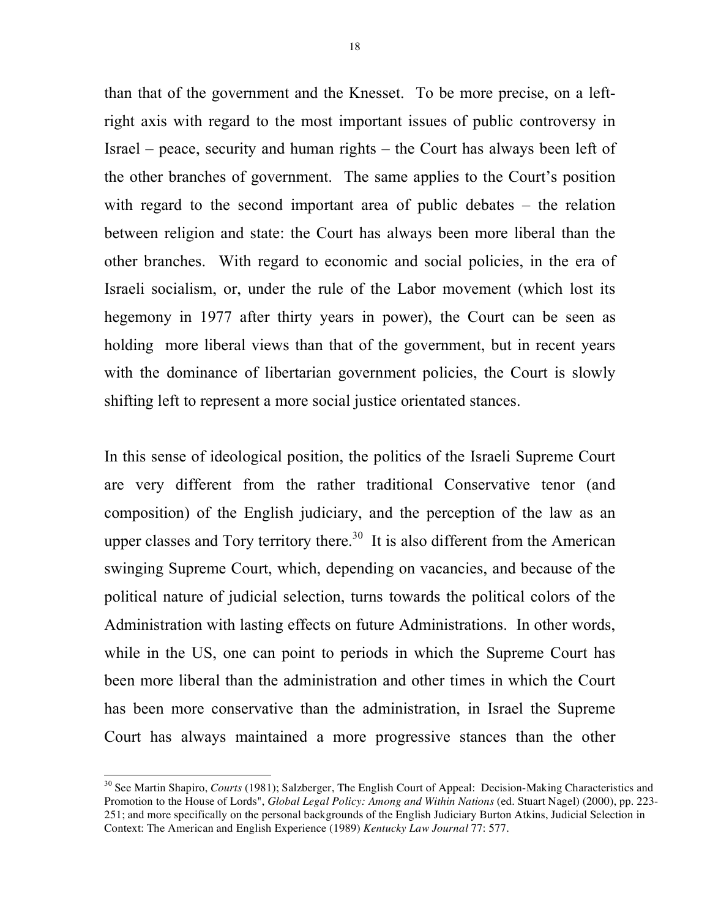than that of the government and the Knesset. To be more precise, on a left-right axis with regard to the most important issues of public controversy in Israel – peace, security and human rights – the Court has always been left of the other branches of government. The same applies to the Court's position with regard to the second important area of public debates – the relation between religion and state: the Court has always been more liberal than the other branches. With regard to economic and social policies, in the era of Israeli socialism, or, under the rule of the Labor movement (which lost its hegemony in 1977 after thirty years in power), the Court can be seen as holding more liberal views than that of the government, but in recent years with the dominance of libertarian government policies, the Court is slowly shifting left to represent a more social justice orientated stances.

In this sense of ideological position, the politics of the Israeli Supreme Court are very different from the rather traditional Conservative tenor (and composition) of the English judiciary, and the perception of the law as an upper classes and Tory territory there.[30] It is also different from the American swinging Supreme Court, which, depending on vacancies, and because of the political nature of judicial selection, turns towards the political colors of the Administration with lasting effects on future Administrations. In other words, while in the US, one can point to periods in which the Supreme Court has been more liberal than the administration and other times in which the Court has been more conservative than the administration, in Israel the Supreme Court has always maintained a more progressive stances than the other

---

[30] See Martin Shapiro, *Courts* (1981); Salzberger, The English Court of Appeal: Decision-Making Characteristics and Promotion to the House of Lords", *Global Legal Policy: Among and Within Nations* (ed. Stuart Nagel) (2000), pp. 223-251; and more specifically on the personal backgrounds of the English Judiciary Burton Atkins, Judicial Selection in Context: The American and English Experience (1989) *Kentucky Law Journal* 77: 577.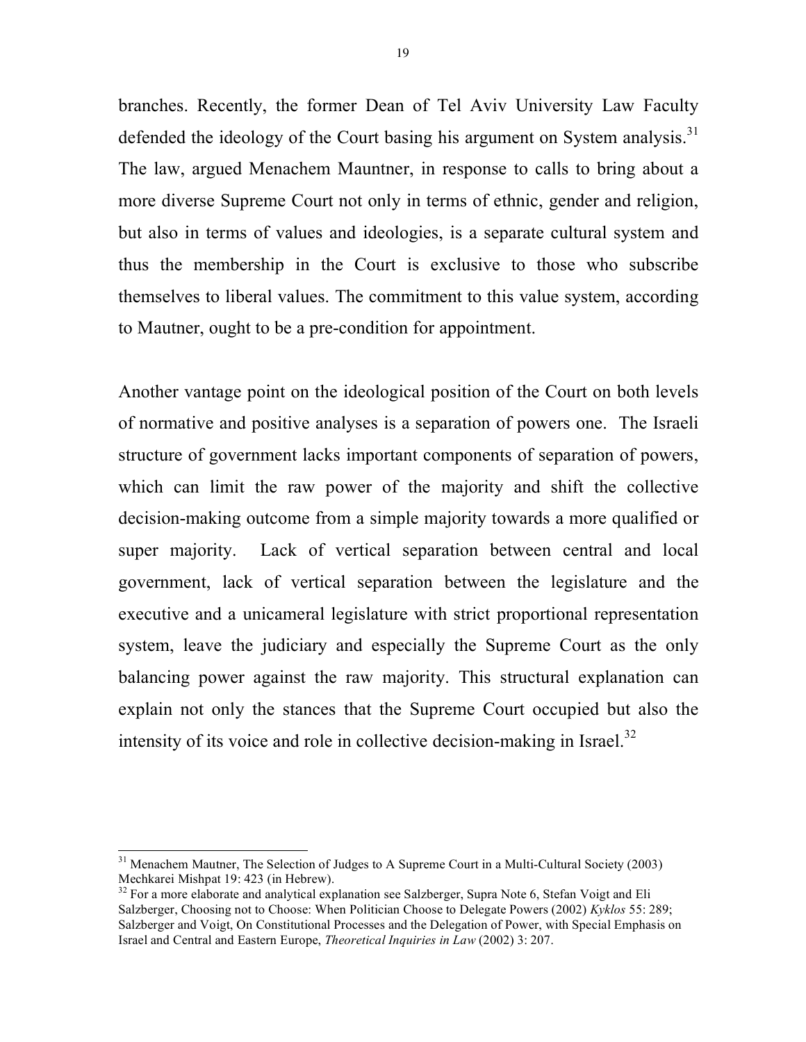branches. Recently, the former Dean of Tel Aviv University Law Faculty defended the ideology of the Court basing his argument on System analysis.[31] The law, argued Menachem Mauntner, in response to calls to bring about a more diverse Supreme Court not only in terms of ethnic, gender and religion, but also in terms of values and ideologies, is a separate cultural system and thus the membership in the Court is exclusive to those who subscribe themselves to liberal values. The commitment to this value system, according to Mautner, ought to be a pre-condition for appointment.

Another vantage point on the ideological position of the Court on both levels of normative and positive analyses is a separation of powers one. The Israeli structure of government lacks important components of separation of powers, which can limit the raw power of the majority and shift the collective decision-making outcome from a simple majority towards a more qualified or super majority. Lack of vertical separation between central and local government, lack of vertical separation between the legislature and the executive and a unicameral legislature with strict proportional representation system, leave the judiciary and especially the Supreme Court as the only balancing power against the raw majority. This structural explanation can explain not only the stances that the Supreme Court occupied but also the intensity of its voice and role in collective decision-making in Israel.[32]

---

[31] Menachem Mautner, The Selection of Judges to A Supreme Court in a Multi-Cultural Society (2003) Mechkarei Mishpat 19: 423 (in Hebrew).

[32] For a more elaborate and analytical explanation see Salzberger, Supra Note 6, Stefan Voigt and Eli Salzberger, Choosing not to Choose: When Politician Choose to Delegate Powers (2002) *Kyklos* 55: 289; Salzberger and Voigt, On Constitutional Processes and the Delegation of Power, with Special Emphasis on Israel and Central and Eastern Europe, *Theoretical Inquiries in Law* (2002) 3: 207.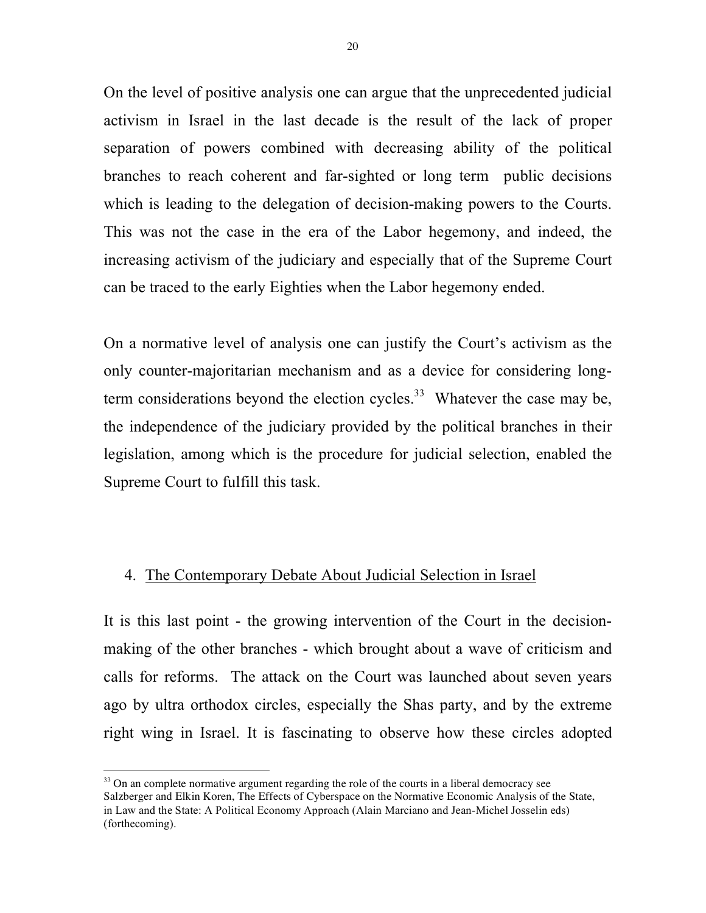On the level of positive analysis one can argue that the unprecedented judicial activism in Israel in the last decade is the result of the lack of proper separation of powers combined with decreasing ability of the political branches to reach coherent and far-sighted or long term public decisions which is leading to the delegation of decision-making powers to the Courts. This was not the case in the era of the Labor hegemony, and indeed, the increasing activism of the judiciary and especially that of the Supreme Court can be traced to the early Eighties when the Labor hegemony ended.

On a normative level of analysis one can justify the Court's activism as the only counter-majoritarian mechanism and as a device for considering long-term considerations beyond the election cycles.[33] Whatever the case may be, the independence of the judiciary provided by the political branches in their legislation, among which is the procedure for judicial selection, enabled the Supreme Court to fulfill this task.

## 4. The Contemporary Debate About Judicial Selection in Israel

It is this last point - the growing intervention of the Court in the decision-making of the other branches - which brought about a wave of criticism and calls for reforms. The attack on the Court was launched about seven years ago by ultra orthodox circles, especially the Shas party, and by the extreme right wing in Israel. It is fascinating to observe how these circles adopted

[33] On an complete normative argument regarding the role of the courts in a liberal democracy see Salzberger and Elkin Koren, The Effects of Cyberspace on the Normative Economic Analysis of the State, in Law and the State: A Political Economy Approach (Alain Marciano and Jean-Michel Josselin eds) (forthecoming).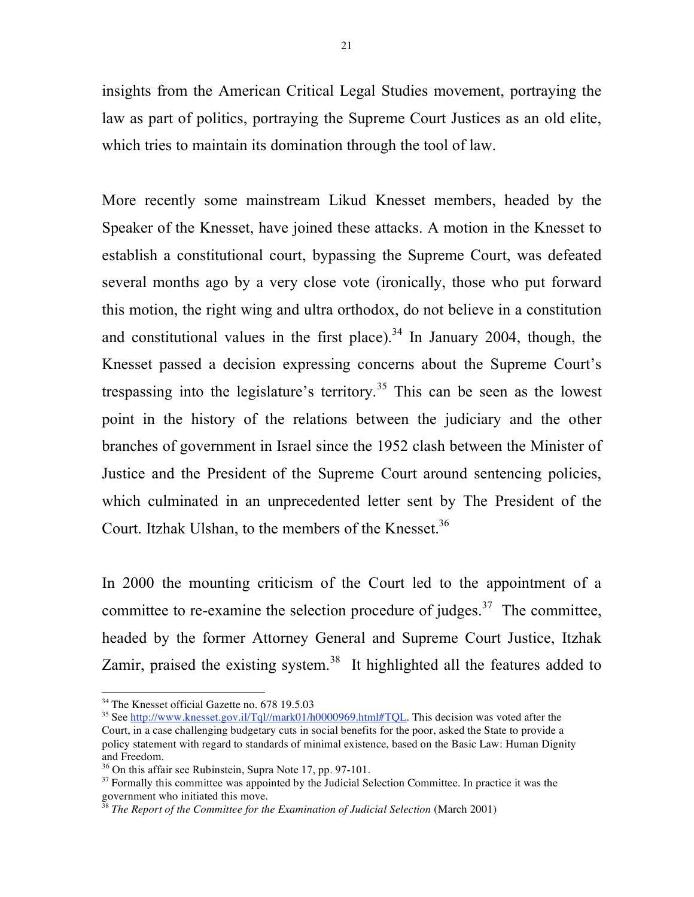insights from the American Critical Legal Studies movement, portraying the law as part of politics, portraying the Supreme Court Justices as an old elite, which tries to maintain its domination through the tool of law.

More recently some mainstream Likud Knesset members, headed by the Speaker of the Knesset, have joined these attacks. A motion in the Knesset to establish a constitutional court, bypassing the Supreme Court, was defeated several months ago by a very close vote (ironically, those who put forward this motion, the right wing and ultra orthodox, do not believe in a constitution and constitutional values in the first place).[34] In January 2004, though, the Knesset passed a decision expressing concerns about the Supreme Court's trespassing into the legislature's territory.[35] This can be seen as the lowest point in the history of the relations between the judiciary and the other branches of government in Israel since the 1952 clash between the Minister of Justice and the President of the Supreme Court around sentencing policies, which culminated in an unprecedented letter sent by The President of the Court. Itzhak Ulshan, to the members of the Knesset.[36]

In 2000 the mounting criticism of the Court led to the appointment of a committee to re-examine the selection procedure of judges.[37] The committee, headed by the former Attorney General and Supreme Court Justice, Itzhak Zamir, praised the existing system.[38] It highlighted all the features added to

---

[34] The Knesset official Gazette no. 678 19.5.03

[35] See http://www.knesset.gov.il/Tql//mark01/h0000969.html#TQL. This decision was voted after the Court, in a case challenging budgetary cuts in social benefits for the poor, asked the State to provide a policy statement with regard to standards of minimal existence, based on the Basic Law: Human Dignity and Freedom.

[36] On this affair see Rubinstein, Supra Note 17, pp. 97-101.

[37] Formally this committee was appointed by the Judicial Selection Committee. In practice it was the government who initiated this move.

[38] *The Report of the Committee for the Examination of Judicial Selection* (March 2001)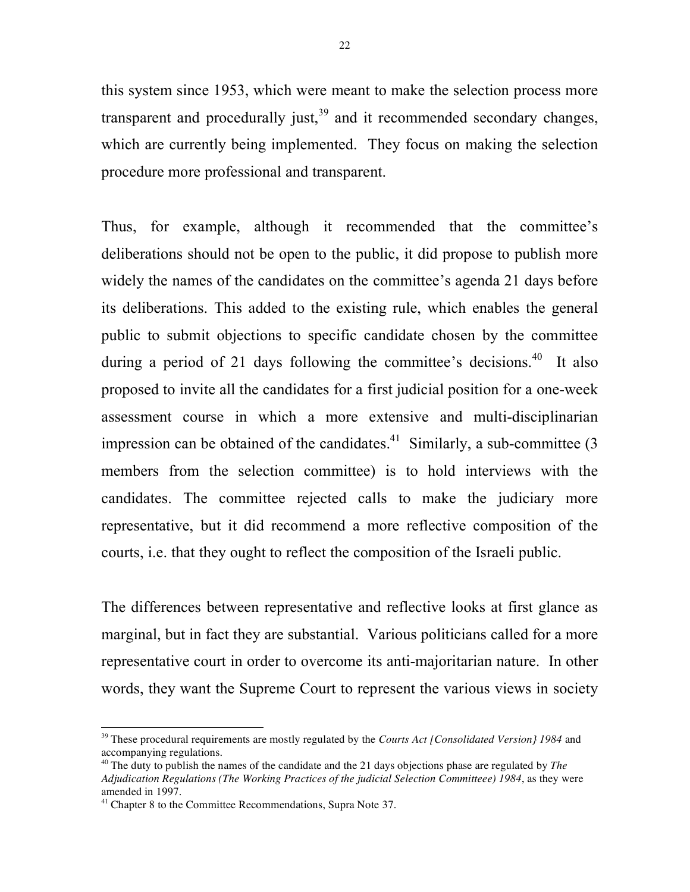this system since 1953, which were meant to make the selection process more transparent and procedurally just,[39] and it recommended secondary changes, which are currently being implemented. They focus on making the selection procedure more professional and transparent.

Thus, for example, although it recommended that the committee's deliberations should not be open to the public, it did propose to publish more widely the names of the candidates on the committee's agenda 21 days before its deliberations. This added to the existing rule, which enables the general public to submit objections to specific candidate chosen by the committee during a period of 21 days following the committee's decisions.[40] It also proposed to invite all the candidates for a first judicial position for a one-week assessment course in which a more extensive and multi-disciplinarian impression can be obtained of the candidates.[41] Similarly, a sub-committee (3 members from the selection committee) is to hold interviews with the candidates. The committee rejected calls to make the judiciary more representative, but it did recommend a more reflective composition of the courts, i.e. that they ought to reflect the composition of the Israeli public.

The differences between representative and reflective looks at first glance as marginal, but in fact they are substantial. Various politicians called for a more representative court in order to overcome its anti-majoritarian nature. In other words, they want the Supreme Court to represent the various views in society

---

[39] These procedural requirements are mostly regulated by the *Courts Act [Consolidated Version} 1984* and accompanying regulations.

[40] The duty to publish the names of the candidate and the 21 days objections phase are regulated by *The Adjudication Regulations (The Working Practices of the judicial Selection Committeee) 1984*, as they were amended in 1997.

[41] Chapter 8 to the Committee Recommendations, Supra Note 37.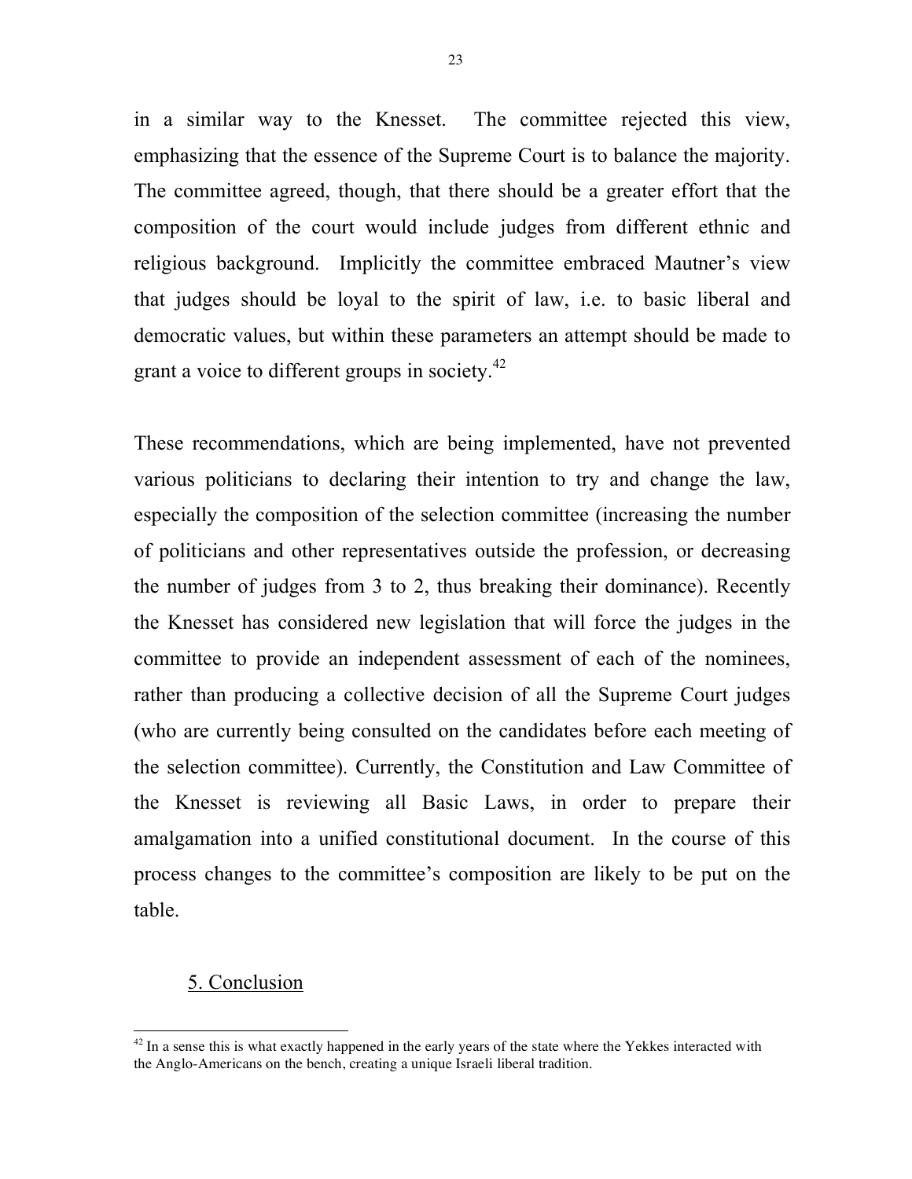in a similar way to the Knesset. The committee rejected this view, emphasizing that the essence of the Supreme Court is to balance the majority. The committee agreed, though, that there should be a greater effort that the composition of the court would include judges from different ethnic and religious background. Implicitly the committee embraced Mautner's view that judges should be loyal to the spirit of law, i.e. to basic liberal and democratic values, but within these parameters an attempt should be made to grant a voice to different groups in society.[42]

These recommendations, which are being implemented, have not prevented various politicians to declaring their intention to try and change the law, especially the composition of the selection committee (increasing the number of politicians and other representatives outside the profession, or decreasing the number of judges from 3 to 2, thus breaking their dominance). Recently the Knesset has considered new legislation that will force the judges in the committee to provide an independent assessment of each of the nominees, rather than producing a collective decision of all the Supreme Court judges (who are currently being consulted on the candidates before each meeting of the selection committee). Currently, the Constitution and Law Committee of the Knesset is reviewing all Basic Laws, in order to prepare their amalgamation into a unified constitutional document. In the course of this process changes to the committee's composition are likely to be put on the table.

## 5. Conclusion

[42] In a sense this is what exactly happened in the early years of the state where the Yekkes interacted with the Anglo-Americans on the bench, creating a unique Israeli liberal tradition.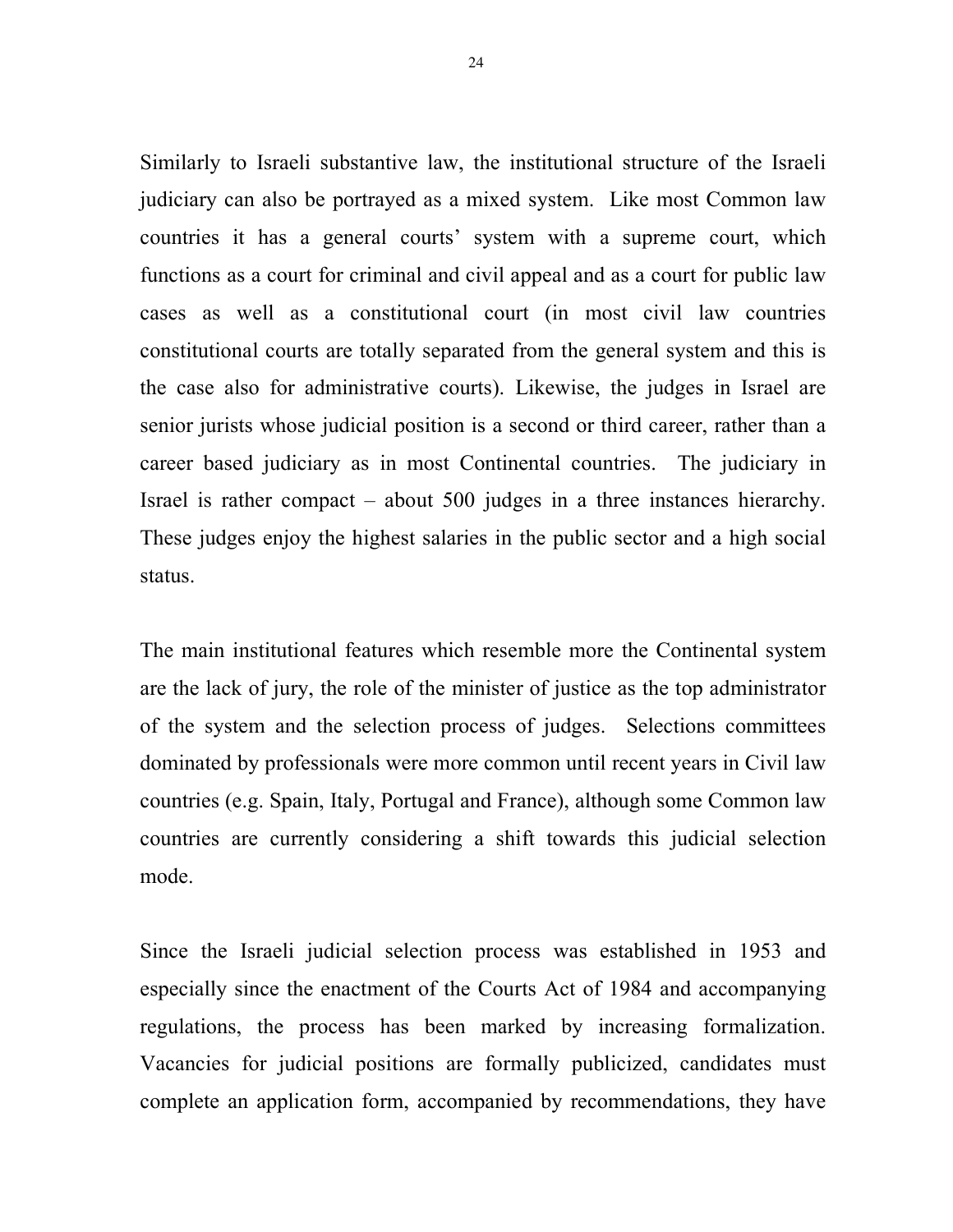Similarly to Israeli substantive law, the institutional structure of the Israeli judiciary can also be portrayed as a mixed system. Like most Common law countries it has a general courts' system with a supreme court, which functions as a court for criminal and civil appeal and as a court for public law cases as well as a constitutional court (in most civil law countries constitutional courts are totally separated from the general system and this is the case also for administrative courts). Likewise, the judges in Israel are senior jurists whose judicial position is a second or third career, rather than a career based judiciary as in most Continental countries. The judiciary in Israel is rather compact – about 500 judges in a three instances hierarchy. These judges enjoy the highest salaries in the public sector and a high social status.

The main institutional features which resemble more the Continental system are the lack of jury, the role of the minister of justice as the top administrator of the system and the selection process of judges. Selections committees dominated by professionals were more common until recent years in Civil law countries (e.g. Spain, Italy, Portugal and France), although some Common law countries are currently considering a shift towards this judicial selection mode.

Since the Israeli judicial selection process was established in 1953 and especially since the enactment of the Courts Act of 1984 and accompanying regulations, the process has been marked by increasing formalization. Vacancies for judicial positions are formally publicized, candidates must complete an application form, accompanied by recommendations, they have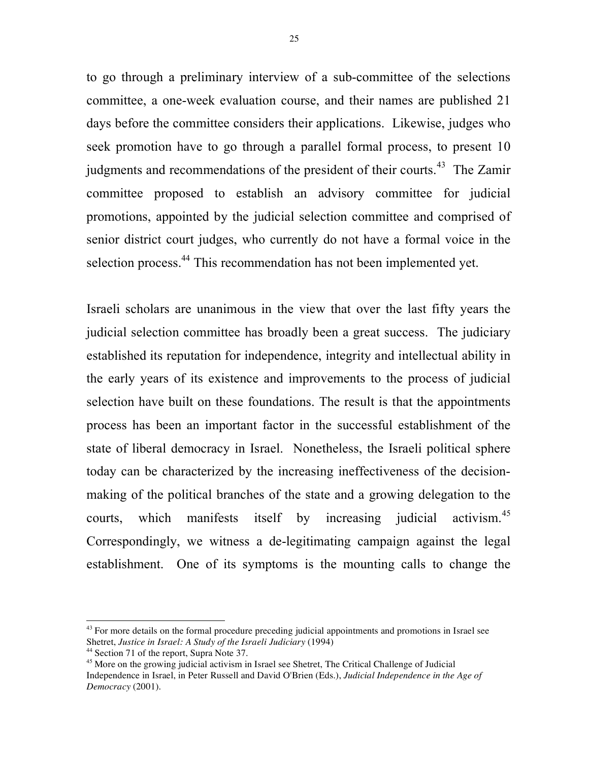to go through a preliminary interview of a sub-committee of the selections committee, a one-week evaluation course, and their names are published 21 days before the committee considers their applications. Likewise, judges who seek promotion have to go through a parallel formal process, to present 10 judgments and recommendations of the president of their courts.[43] The Zamir committee proposed to establish an advisory committee for judicial promotions, appointed by the judicial selection committee and comprised of senior district court judges, who currently do not have a formal voice in the selection process.[44] This recommendation has not been implemented yet.

Israeli scholars are unanimous in the view that over the last fifty years the judicial selection committee has broadly been a great success. The judiciary established its reputation for independence, integrity and intellectual ability in the early years of its existence and improvements to the process of judicial selection have built on these foundations. The result is that the appointments process has been an important factor in the successful establishment of the state of liberal democracy in Israel. Nonetheless, the Israeli political sphere today can be characterized by the increasing ineffectiveness of the decision-making of the political branches of the state and a growing delegation to the courts, which manifests itself by increasing judicial activism.[45] Correspondingly, we witness a de-legitimating campaign against the legal establishment. One of its symptoms is the mounting calls to change the

---

[43] For more details on the formal procedure preceding judicial appointments and promotions in Israel see Shetret, *Justice in Israel: A Study of the Israeli Judiciary* (1994)

[44] Section 71 of the report, Supra Note 37.

[45] More on the growing judicial activism in Israel see Shetret, The Critical Challenge of Judicial Independence in Israel, in Peter Russell and David O'Brien (Eds.), *Judicial Independence in the Age of Democracy* (2001).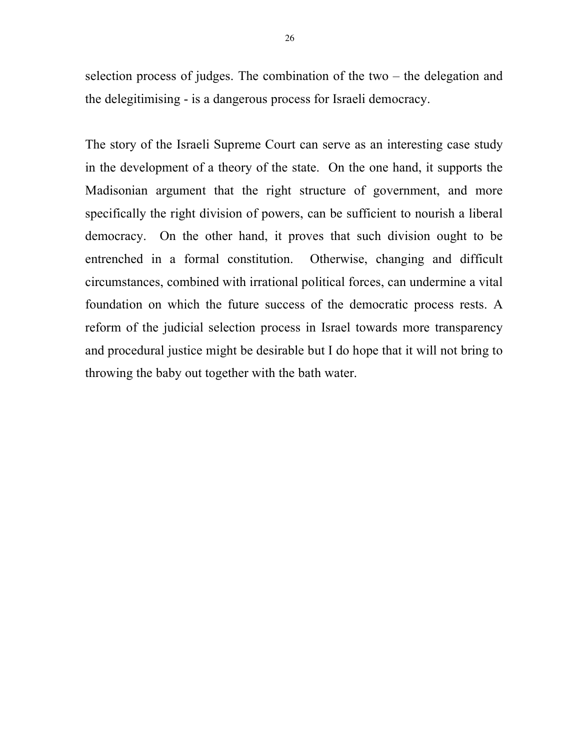selection process of judges. The combination of the two – the delegation and the delegitimising - is a dangerous process for Israeli democracy.

The story of the Israeli Supreme Court can serve as an interesting case study in the development of a theory of the state. On the one hand, it supports the Madisonian argument that the right structure of government, and more specifically the right division of powers, can be sufficient to nourish a liberal democracy. On the other hand, it proves that such division ought to be entrenched in a formal constitution. Otherwise, changing and difficult circumstances, combined with irrational political forces, can undermine a vital foundation on which the future success of the democratic process rests. A reform of the judicial selection process in Israel towards more transparency and procedural justice might be desirable but I do hope that it will not bring to throwing the baby out together with the bath water.